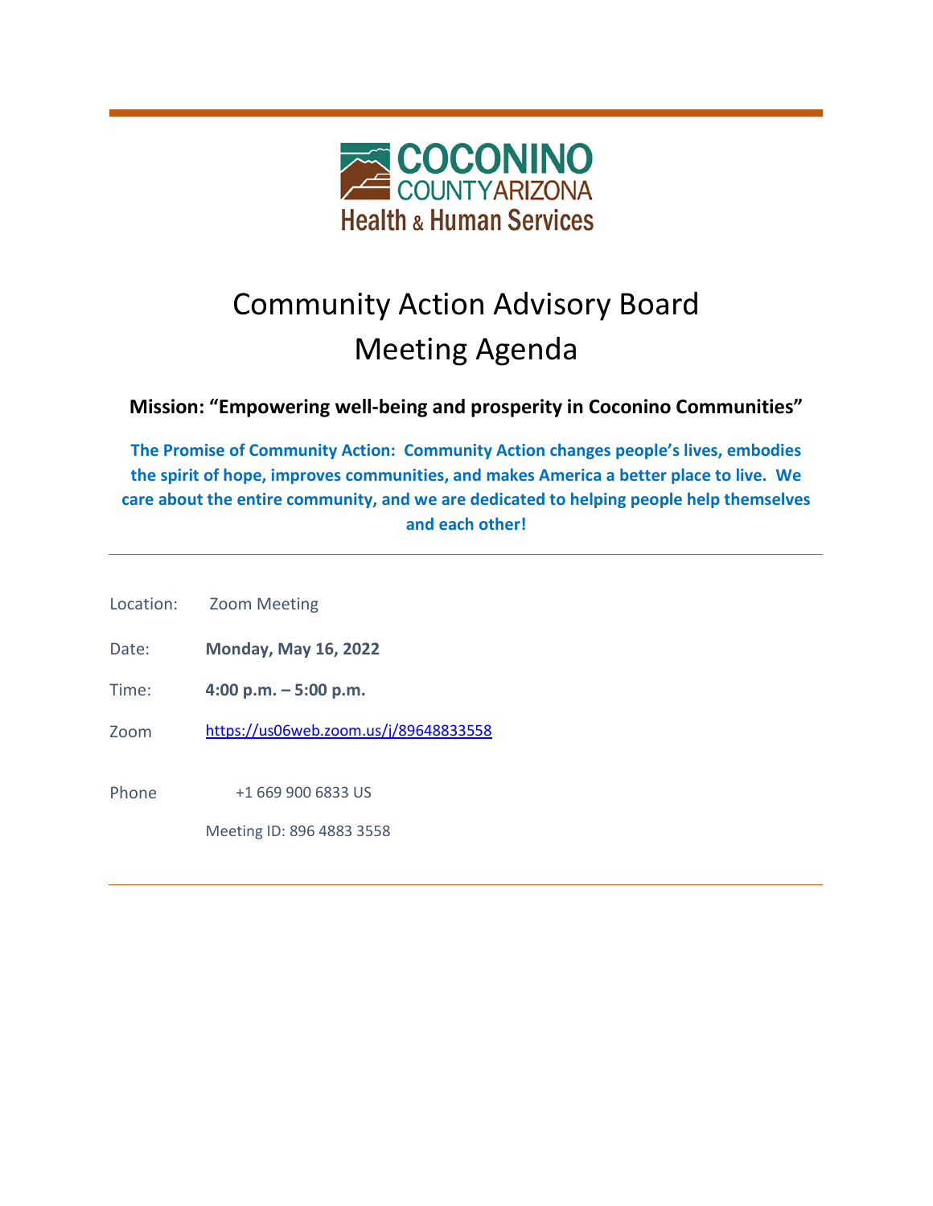COCONINO
COUNTY ARIZONA
Health & Human Services

# Community Action Advisory Board Meeting Agenda

**Mission: "Empowering well-being and prosperity in Coconino Communities"**

**The Promise of Community Action: Community Action changes people's lives, embodies the spirit of hope, improves communities, and makes America a better place to live. We care about the entire community, and we are dedicated to helping people help themselves and each other!**

---

Location: Zoom Meeting

Date: **Monday, May 16, 2022**

Time: **4:00 p.m. – 5:00 p.m.**

Zoom [https://us06web.zoom.us/j/89648833558](https://us06web.zoom.us/j/89648833558)

Phone +1 669 900 6833 US

Meeting ID: 896 4883 3558

---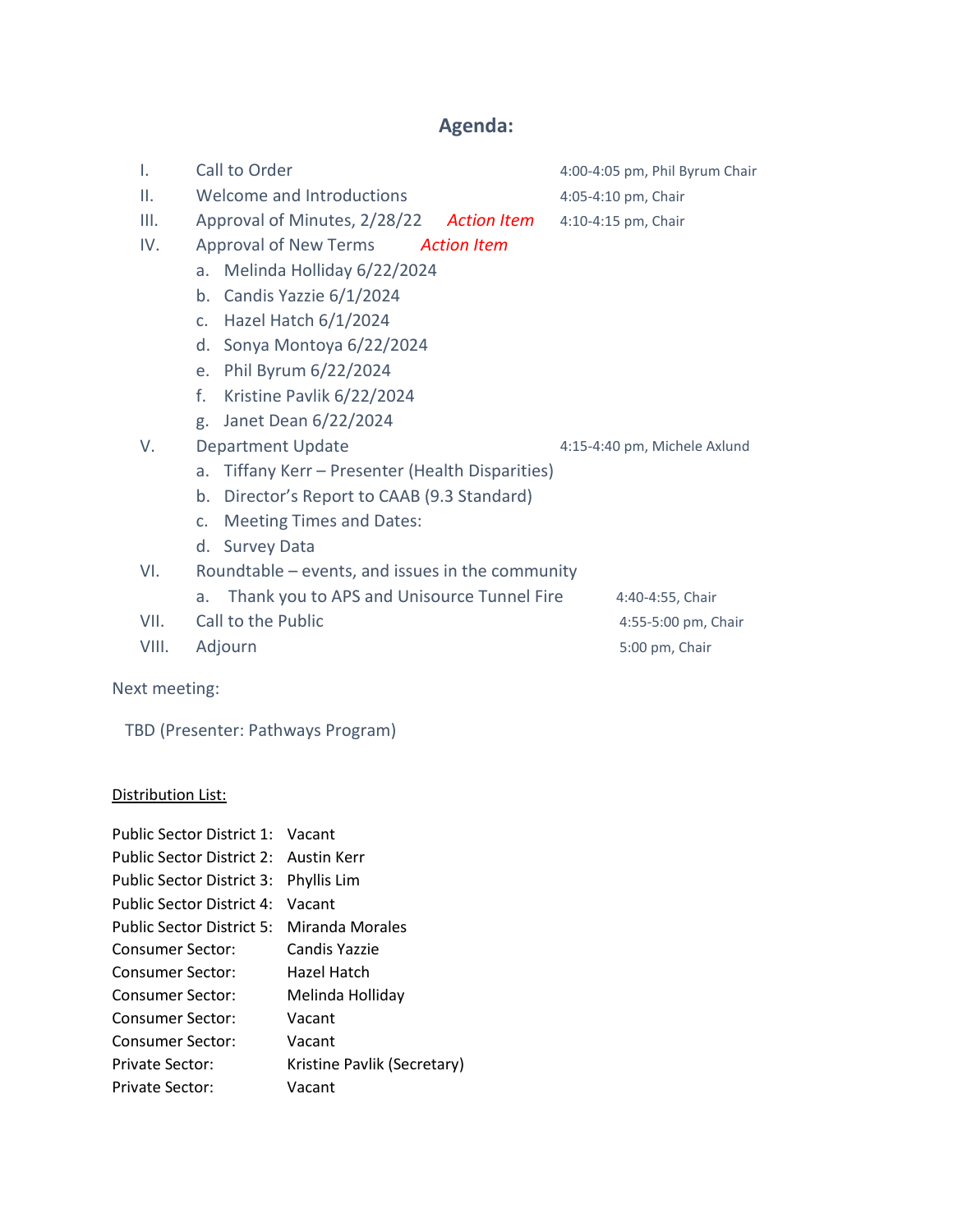## Agenda:

| | | | |
|---|---|---|---|
| I. | Call to Order | | 4:00-4:05 pm, Phil Byrum Chair |
| II. | Welcome and Introductions | | 4:05-4:10 pm, Chair |
| III. | Approval of Minutes, 2/28/22 | *Action Item* | 4:10-4:15 pm, Chair |
| IV. | Approval of New Terms | *Action Item* | |
| | a. Melinda Holliday 6/22/2024 | | |
| | b. Candis Yazzie 6/1/2024 | | |
| | c. Hazel Hatch 6/1/2024 | | |
| | d. Sonya Montoya 6/22/2024 | | |
| | e. Phil Byrum 6/22/2024 | | |
| | f. Kristine Pavlik 6/22/2024 | | |
| | g. Janet Dean 6/22/2024 | | |
| V. | Department Update | | 4:15-4:40 pm, Michele Axlund |
| | a. Tiffany Kerr – Presenter (Health Disparities) | | |
| | b. Director's Report to CAAB (9.3 Standard) | | |
| | c. Meeting Times and Dates: | | |
| | d. Survey Data | | |
| VI. | Roundtable – events, and issues in the community | | |
| | a. Thank you to APS and Unisource Tunnel Fire | | 4:40-4:55, Chair |
| VII. | Call to the Public | | 4:55-5:00 pm, Chair |
| VIII. | Adjourn | | 5:00 pm, Chair |

Next meeting:

TBD (Presenter: Pathways Program)

<u>Distribution List:</u>

| | |
|---|---|
| Public Sector District 1: | Vacant |
| Public Sector District 2: | Austin Kerr |
| Public Sector District 3: | Phyllis Lim |
| Public Sector District 4: | Vacant |
| Public Sector District 5: | Miranda Morales |
| Consumer Sector: | Candis Yazzie |
| Consumer Sector: | Hazel Hatch |
| Consumer Sector: | Melinda Holliday |
| Consumer Sector: | Vacant |
| Consumer Sector: | Vacant |
| Private Sector: | Kristine Pavlik (Secretary) |
| Private Sector: | Vacant |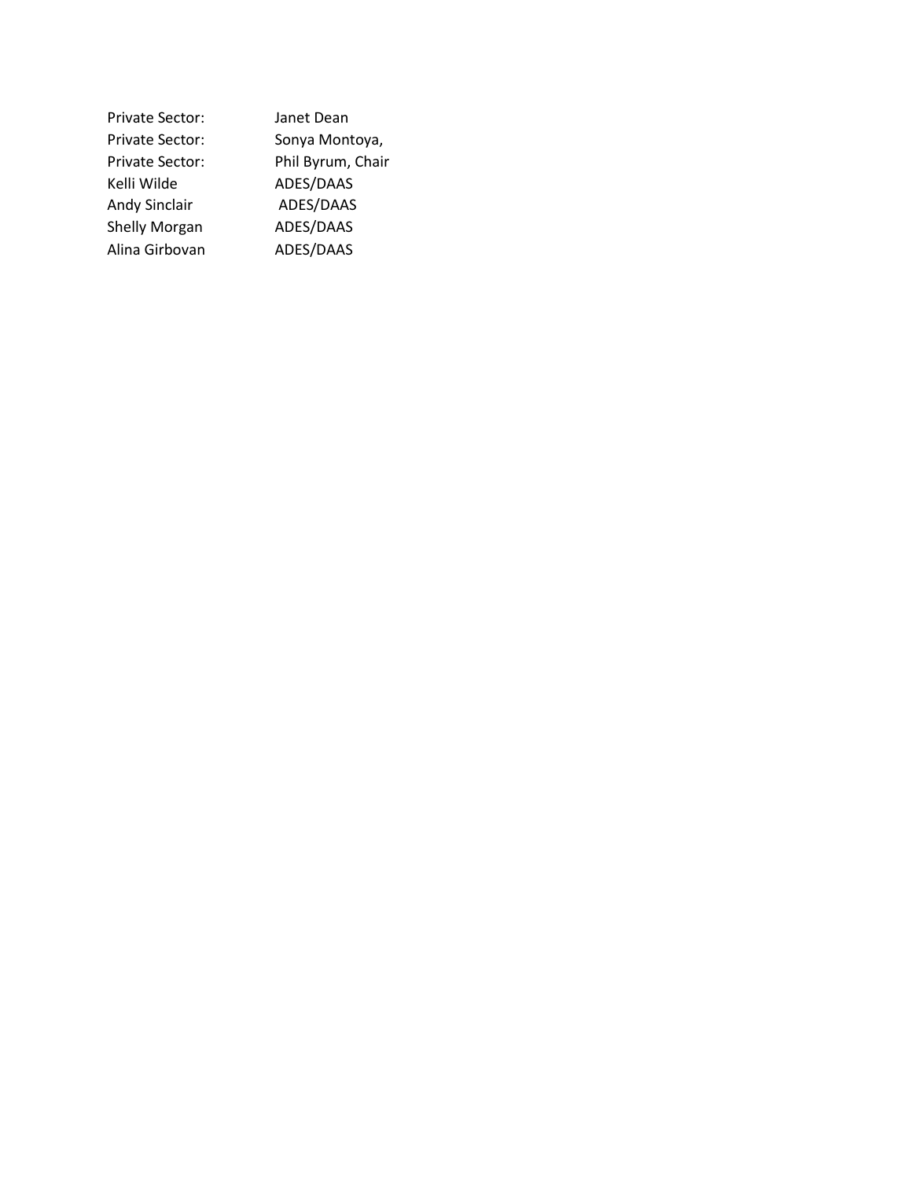| | |
|---|---|
| Private Sector: | Janet Dean |
| Private Sector: | Sonya Montoya, |
| Private Sector: | Phil Byrum, Chair |
| Kelli Wilde | ADES/DAAS |
| Andy Sinclair | ADES/DAAS |
| Shelly Morgan | ADES/DAAS |
| Alina Girbovan | ADES/DAAS |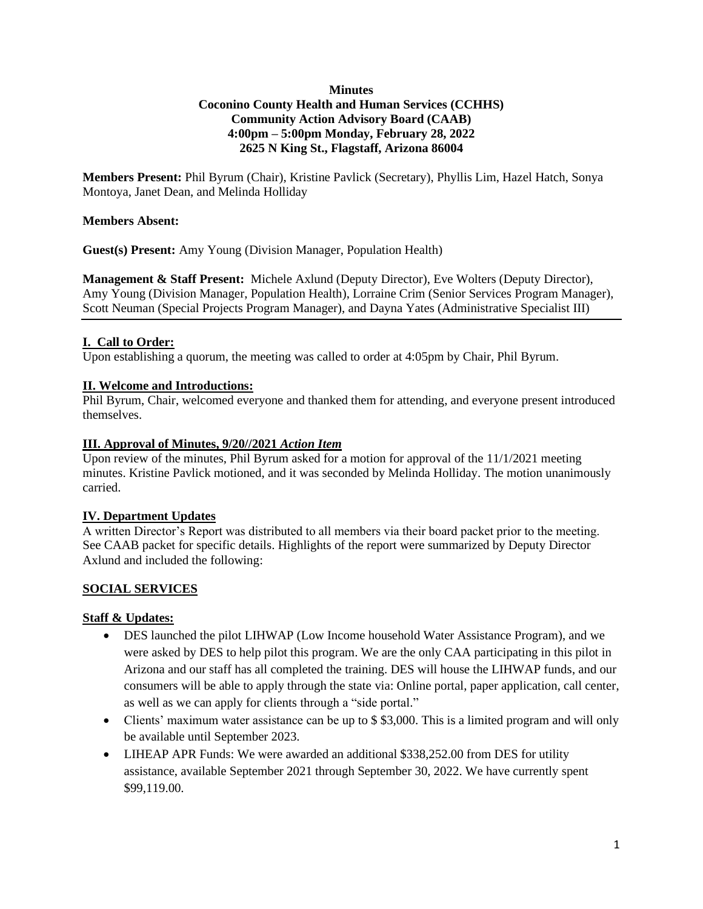**Minutes**
**Coconino County Health and Human Services (CCHHS)**
**Community Action Advisory Board (CAAB)**
**4:00pm – 5:00pm Monday, February 28, 2022**
**2625 N King St., Flagstaff, Arizona 86004**

**Members Present:** Phil Byrum (Chair), Kristine Pavlick (Secretary), Phyllis Lim, Hazel Hatch, Sonya Montoya, Janet Dean, and Melinda Holliday

**Members Absent:**

**Guest(s) Present:** Amy Young (Division Manager, Population Health)

**Management & Staff Present:** Michele Axlund (Deputy Director), Eve Wolters (Deputy Director), Amy Young (Division Manager, Population Health), Lorraine Crim (Senior Services Program Manager), Scott Neuman (Special Projects Program Manager), and Dayna Yates (Administrative Specialist III)

## I. Call to Order:

Upon establishing a quorum, the meeting was called to order at 4:05pm by Chair, Phil Byrum.

## II. Welcome and Introductions:

Phil Byrum, Chair, welcomed everyone and thanked them for attending, and everyone present introduced themselves.

## III. Approval of Minutes, 9/20//2021 *Action Item*

Upon review of the minutes, Phil Byrum asked for a motion for approval of the 11/1/2021 meeting minutes. Kristine Pavlick motioned, and it was seconded by Melinda Holliday. The motion unanimously carried.

## IV. Department Updates

A written Director's Report was distributed to all members via their board packet prior to the meeting. See CAAB packet for specific details. Highlights of the report were summarized by Deputy Director Axlund and included the following:

## SOCIAL SERVICES

### Staff & Updates:

- DES launched the pilot LIHWAP (Low Income household Water Assistance Program), and we were asked by DES to help pilot this program. We are the only CAA participating in this pilot in Arizona and our staff has all completed the training. DES will house the LIHWAP funds, and our consumers will be able to apply through the state via: Online portal, paper application, call center, as well as we can apply for clients through a "side portal."
- Clients' maximum water assistance can be up to $ $3,000. This is a limited program and will only be available until September 2023.
- LIHEAP APR Funds: We were awarded an additional $338,252.00 from DES for utility assistance, available September 2021 through September 30, 2022. We have currently spent $99,119.00.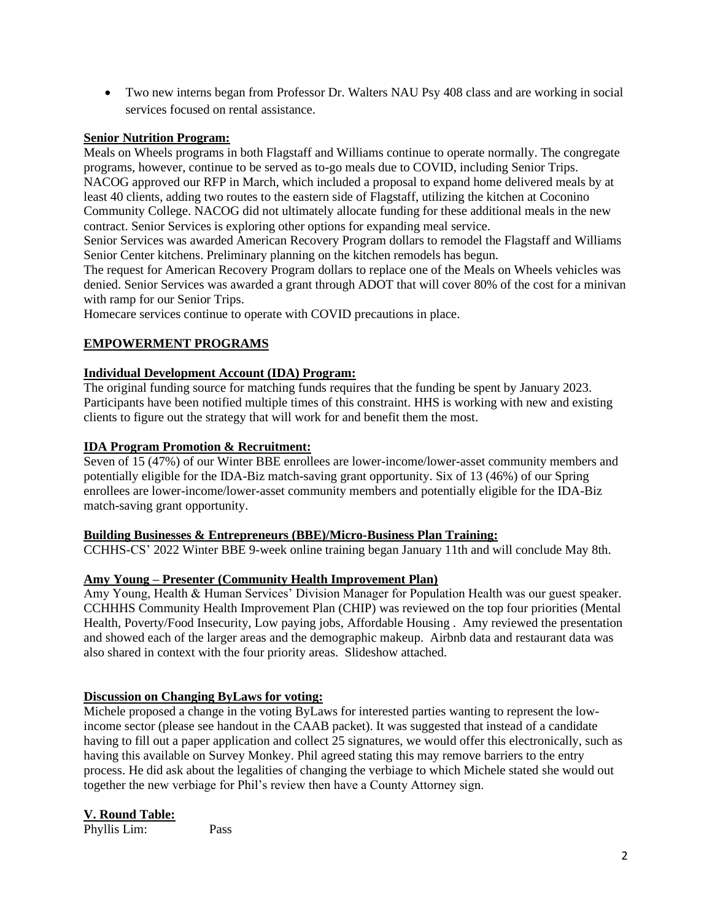- Two new interns began from Professor Dr. Walters NAU Psy 408 class and are working in social services focused on rental assistance.

**Senior Nutrition Program:**

Meals on Wheels programs in both Flagstaff and Williams continue to operate normally. The congregate programs, however, continue to be served as to-go meals due to COVID, including Senior Trips. NACOG approved our RFP in March, which included a proposal to expand home delivered meals by at least 40 clients, adding two routes to the eastern side of Flagstaff, utilizing the kitchen at Coconino Community College. NACOG did not ultimately allocate funding for these additional meals in the new contract. Senior Services is exploring other options for expanding meal service.

Senior Services was awarded American Recovery Program dollars to remodel the Flagstaff and Williams Senior Center kitchens. Preliminary planning on the kitchen remodels has begun.

The request for American Recovery Program dollars to replace one of the Meals on Wheels vehicles was denied. Senior Services was awarded a grant through ADOT that will cover 80% of the cost for a minivan with ramp for our Senior Trips.

Homecare services continue to operate with COVID precautions in place.

## EMPOWERMENT PROGRAMS

**Individual Development Account (IDA) Program:**

The original funding source for matching funds requires that the funding be spent by January 2023. Participants have been notified multiple times of this constraint. HHS is working with new and existing clients to figure out the strategy that will work for and benefit them the most.

**IDA Program Promotion & Recruitment:**

Seven of 15 (47%) of our Winter BBE enrollees are lower-income/lower-asset community members and potentially eligible for the IDA-Biz match-saving grant opportunity. Six of 13 (46%) of our Spring enrollees are lower-income/lower-asset community members and potentially eligible for the IDA-Biz match-saving grant opportunity.

**Building Businesses & Entrepreneurs (BBE)/Micro-Business Plan Training:**

CCHHS-CS' 2022 Winter BBE 9-week online training began January 11th and will conclude May 8th.

**Amy Young – Presenter (Community Health Improvement Plan)**

Amy Young, Health & Human Services' Division Manager for Population Health was our guest speaker. CCHHHS Community Health Improvement Plan (CHIP) was reviewed on the top four priorities (Mental Health, Poverty/Food Insecurity, Low paying jobs, Affordable Housing . Amy reviewed the presentation and showed each of the larger areas and the demographic makeup. Airbnb data and restaurant data was also shared in context with the four priority areas. Slideshow attached.

**Discussion on Changing ByLaws for voting:**

Michele proposed a change in the voting ByLaws for interested parties wanting to represent the low-income sector (please see handout in the CAAB packet). It was suggested that instead of a candidate having to fill out a paper application and collect 25 signatures, we would offer this electronically, such as having this available on Survey Monkey. Phil agreed stating this may remove barriers to the entry process. He did ask about the legalities of changing the verbiage to which Michele stated she would out together the new verbiage for Phil's review then have a County Attorney sign.

## V. Round Table:

Phyllis Lim: Pass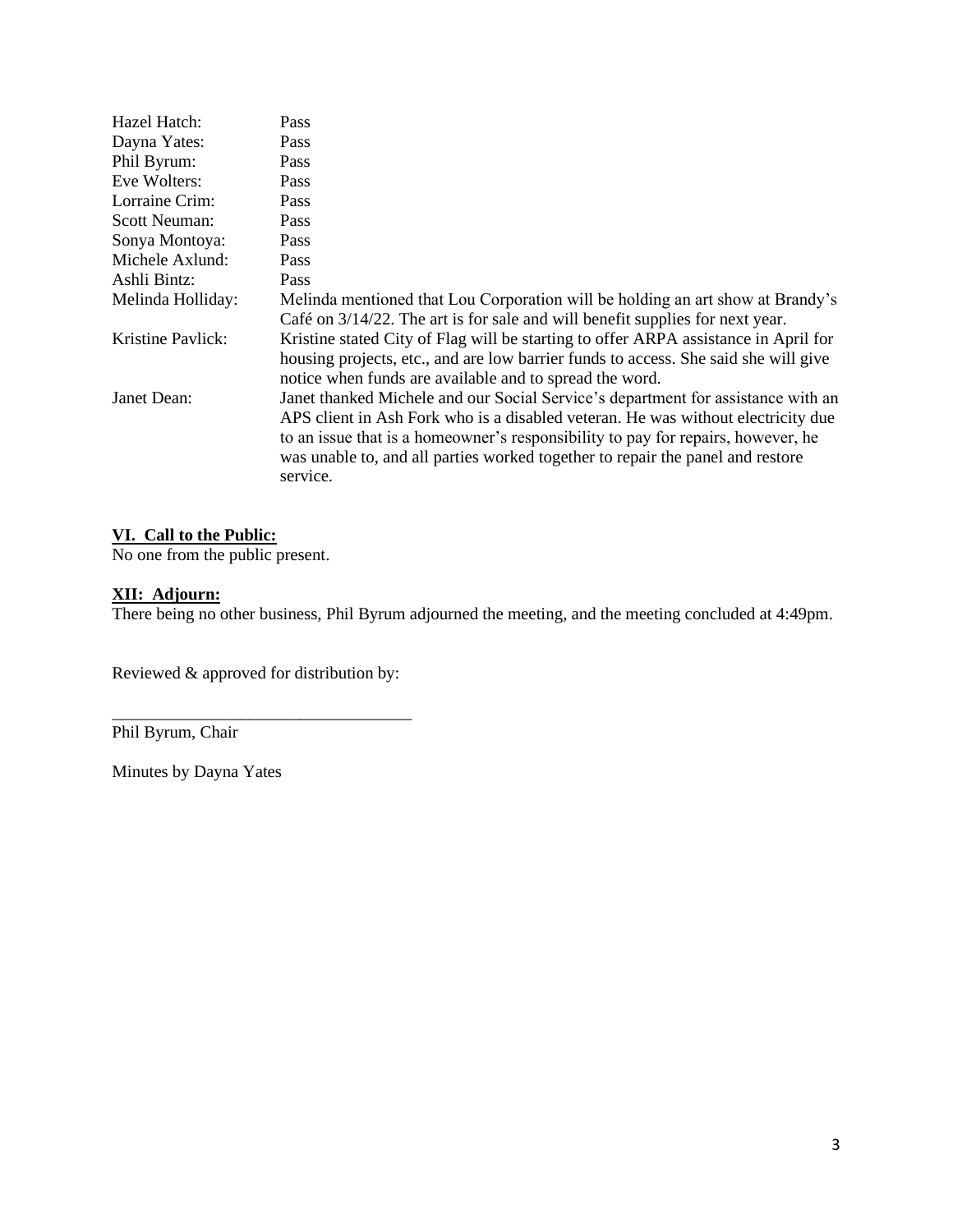| | |
|---|---|
| Hazel Hatch: | Pass |
| Dayna Yates: | Pass |
| Phil Byrum: | Pass |
| Eve Wolters: | Pass |
| Lorraine Crim: | Pass |
| Scott Neuman: | Pass |
| Sonya Montoya: | Pass |
| Michele Axlund: | Pass |
| Ashli Bintz: | Pass |
| Melinda Holliday: | Melinda mentioned that Lou Corporation will be holding an art show at Brandy's Café on 3/14/22. The art is for sale and will benefit supplies for next year. |
| Kristine Pavlick: | Kristine stated City of Flag will be starting to offer ARPA assistance in April for housing projects, etc., and are low barrier funds to access. She said she will give notice when funds are available and to spread the word. |
| Janet Dean: | Janet thanked Michele and our Social Service's department for assistance with an APS client in Ash Fork who is a disabled veteran. He was without electricity due to an issue that is a homeowner's responsibility to pay for repairs, however, he was unable to, and all parties worked together to repair the panel and restore service. |

**VI. Call to the Public:**
No one from the public present.

**XII: Adjourn:**
There being no other business, Phil Byrum adjourned the meeting, and the meeting concluded at 4:49pm.

Reviewed & approved for distribution by:

___________________________________
Phil Byrum, Chair

Minutes by Dayna Yates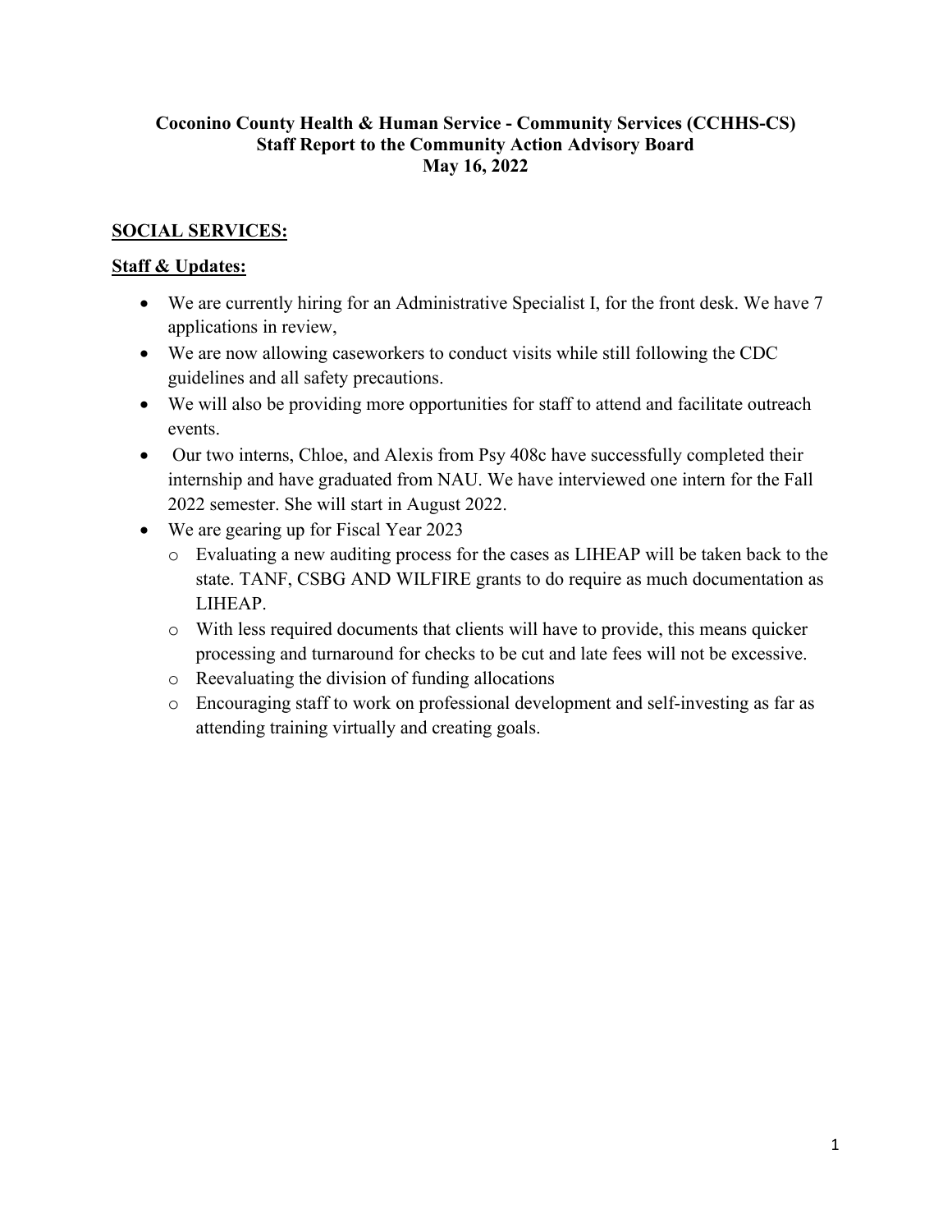**Coconino County Health & Human Service - Community Services (CCHHS-CS)**
**Staff Report to the Community Action Advisory Board**
**May 16, 2022**

## SOCIAL SERVICES:

### Staff & Updates:

- We are currently hiring for an Administrative Specialist I, for the front desk. We have 7 applications in review,
- We are now allowing caseworkers to conduct visits while still following the CDC guidelines and all safety precautions.
- We will also be providing more opportunities for staff to attend and facilitate outreach events.
- Our two interns, Chloe, and Alexis from Psy 408c have successfully completed their internship and have graduated from NAU. We have interviewed one intern for the Fall 2022 semester. She will start in August 2022.
- We are gearing up for Fiscal Year 2023
  - Evaluating a new auditing process for the cases as LIHEAP will be taken back to the state. TANF, CSBG AND WILFIRE grants to do require as much documentation as LIHEAP.
  - With less required documents that clients will have to provide, this means quicker processing and turnaround for checks to be cut and late fees will not be excessive.
  - Reevaluating the division of funding allocations
  - Encouraging staff to work on professional development and self-investing as far as attending training virtually and creating goals.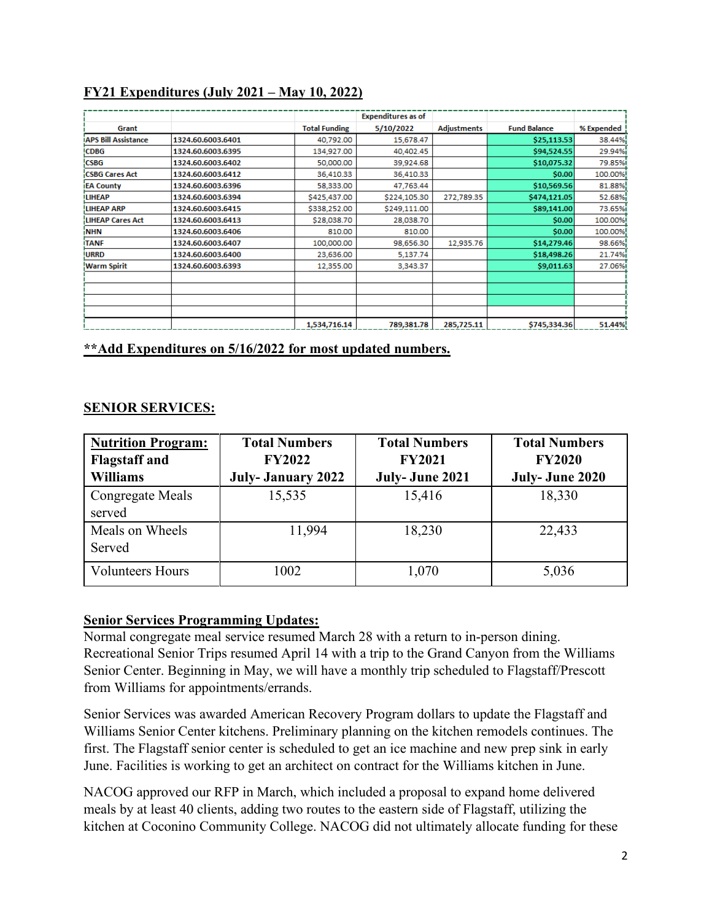## FY21 Expenditures (July 2021 – May 10, 2022)

| Grant | | Total Funding | Expenditures as of 5/10/2022 | Adjustments | Fund Balance | % Expended |
|---|---|---|---|---|---|---|
| APS Bill Assistance | 1324.60.6003.6401 | 40,792.00 | 15,678.47 | | $25,113.53 | 38.44% |
| CDBG | 1324.60.6003.6395 | 134,927.00 | 40,402.45 | | $94,524.55 | 29.94% |
| CSBG | 1324.60.6003.6402 | 50,000.00 | 39,924.68 | | $10,075.32 | 79.85% |
| CSBG Cares Act | 1324.60.6003.6412 | 36,410.33 | 36,410.33 | | $0.00 | 100.00% |
| EA County | 1324.60.6003.6396 | 58,333.00 | 47,763.44 | | $10,569.56 | 81.88% |
| LIHEAP | 1324.60.6003.6394 | $425,437.00 | $224,105.30 | 272,789.35 | $474,121.05 | 52.68% |
| LIHEAP ARP | 1324.60.6003.6415 | $338,252.00 | $249,111.00 | | $89,141.00 | 73.65% |
| LIHEAP Cares Act | 1324.60.6003.6413 | $28,038.70 | 28,038.70 | | $0.00 | 100.00% |
| NHN | 1324.60.6003.6406 | 810.00 | 810.00 | | $0.00 | 100.00% |
| TANF | 1324.60.6003.6407 | 100,000.00 | 98,656.30 | 12,935.76 | $14,279.46 | 98.66% |
| URRD | 1324.60.6003.6400 | 23,636.00 | 5,137.74 | | $18,498.26 | 21.74% |
| Warm Spirit | 1324.60.6003.6393 | 12,355.00 | 3,343.37 | | $9,011.63 | 27.06% |
| | | | | | | |
| | | | | | | |
| | | | | | | |
| | | | | | | |
| | | 1,534,716.14 | 789,381.78 | 285,725.11 | $745,334.36 | 51.44% |

**\*\*Add Expenditures on 5/16/2022 for most updated numbers.**

## SENIOR SERVICES:

| Nutrition Program: Flagstaff and Williams | Total Numbers FY2022 July- January 2022 | Total Numbers FY2021 July- June 2021 | Total Numbers FY2020 July- June 2020 |
|---|---|---|---|
| Congregate Meals served | 15,535 | 15,416 | 18,330 |
| Meals on Wheels Served | 11,994 | 18,230 | 22,433 |
| Volunteers Hours | 1002 | 1,070 | 5,036 |

### Senior Services Programming Updates:

Normal congregate meal service resumed March 28 with a return to in-person dining. Recreational Senior Trips resumed April 14 with a trip to the Grand Canyon from the Williams Senior Center. Beginning in May, we will have a monthly trip scheduled to Flagstaff/Prescott from Williams for appointments/errands.

Senior Services was awarded American Recovery Program dollars to update the Flagstaff and Williams Senior Center kitchens. Preliminary planning on the kitchen remodels continues. The first. The Flagstaff senior center is scheduled to get an ice machine and new prep sink in early June. Facilities is working to get an architect on contract for the Williams kitchen in June.

NACOG approved our RFP in March, which included a proposal to expand home delivered meals by at least 40 clients, adding two routes to the eastern side of Flagstaff, utilizing the kitchen at Coconino Community College. NACOG did not ultimately allocate funding for these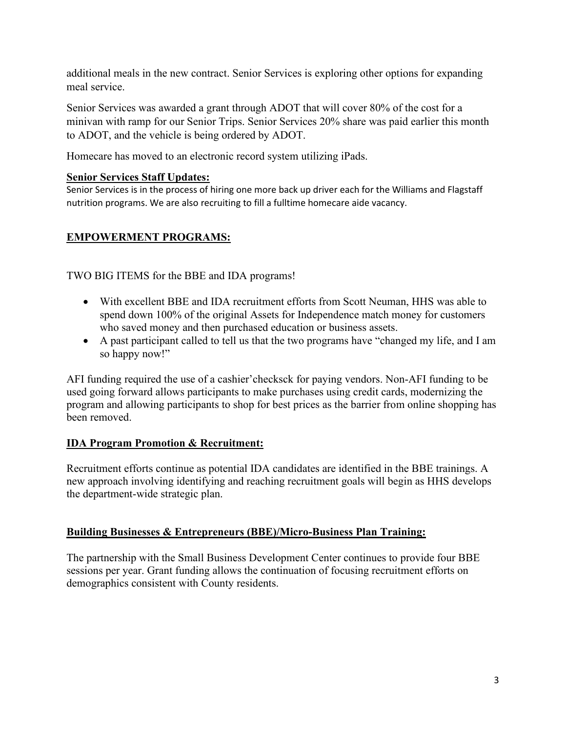additional meals in the new contract. Senior Services is exploring other options for expanding meal service.

Senior Services was awarded a grant through ADOT that will cover 80% of the cost for a minivan with ramp for our Senior Trips. Senior Services 20% share was paid earlier this month to ADOT, and the vehicle is being ordered by ADOT.

Homecare has moved to an electronic record system utilizing iPads.

**Senior Services Staff Updates:**

Senior Services is in the process of hiring one more back up driver each for the Williams and Flagstaff nutrition programs. We are also recruiting to fill a fulltime homecare aide vacancy.

## EMPOWERMENT PROGRAMS:

TWO BIG ITEMS for the BBE and IDA programs!

- With excellent BBE and IDA recruitment efforts from Scott Neuman, HHS was able to spend down 100% of the original Assets for Independence match money for customers who saved money and then purchased education or business assets.
- A past participant called to tell us that the two programs have "changed my life, and I am so happy now!"

AFI funding required the use of a cashier'checksck for paying vendors. Non-AFI funding to be used going forward allows participants to make purchases using credit cards, modernizing the program and allowing participants to shop for best prices as the barrier from online shopping has been removed.

**IDA Program Promotion & Recruitment:**

Recruitment efforts continue as potential IDA candidates are identified in the BBE trainings. A new approach involving identifying and reaching recruitment goals will begin as HHS develops the department-wide strategic plan.

**Building Businesses & Entrepreneurs (BBE)/Micro-Business Plan Training:**

The partnership with the Small Business Development Center continues to provide four BBE sessions per year. Grant funding allows the continuation of focusing recruitment efforts on demographics consistent with County residents.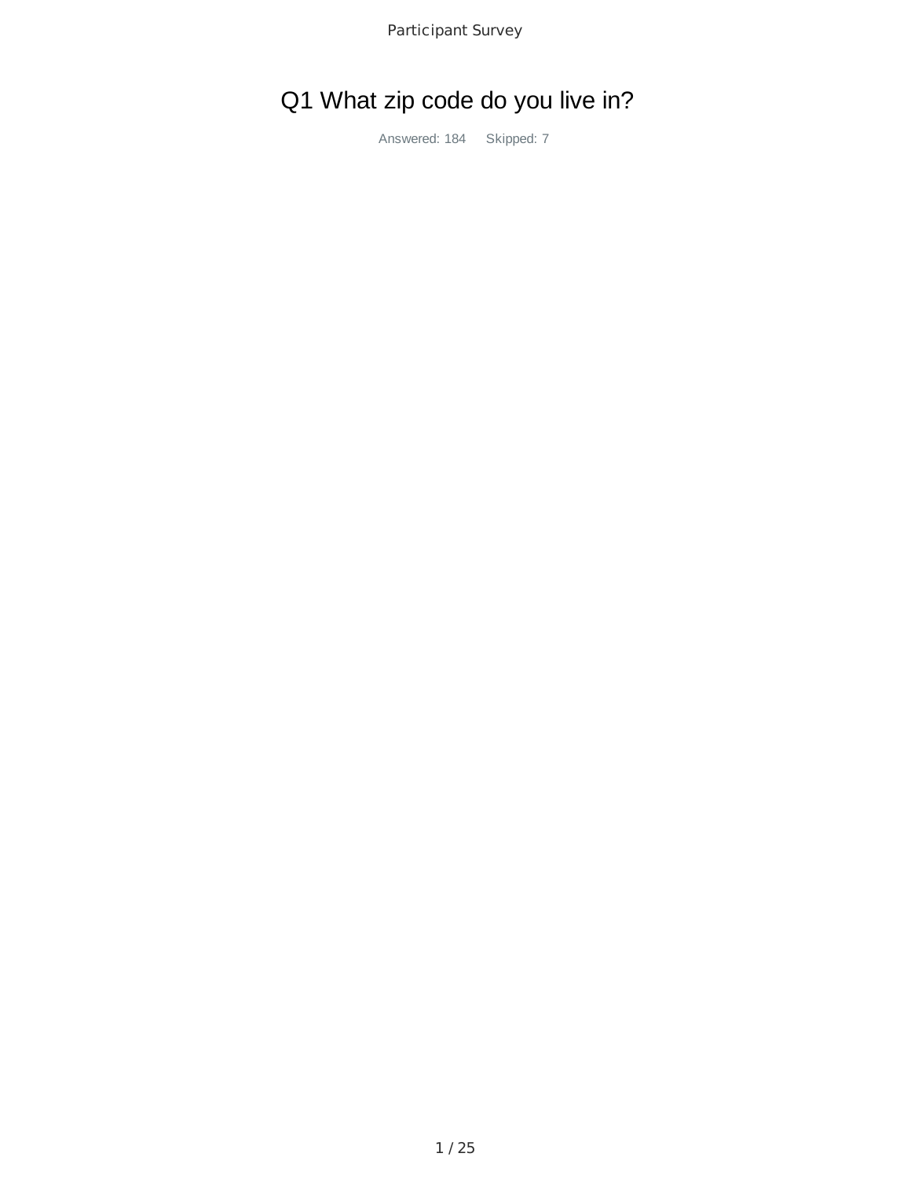# Q1 What zip code do you live in?

Answered: 184 Skipped: 7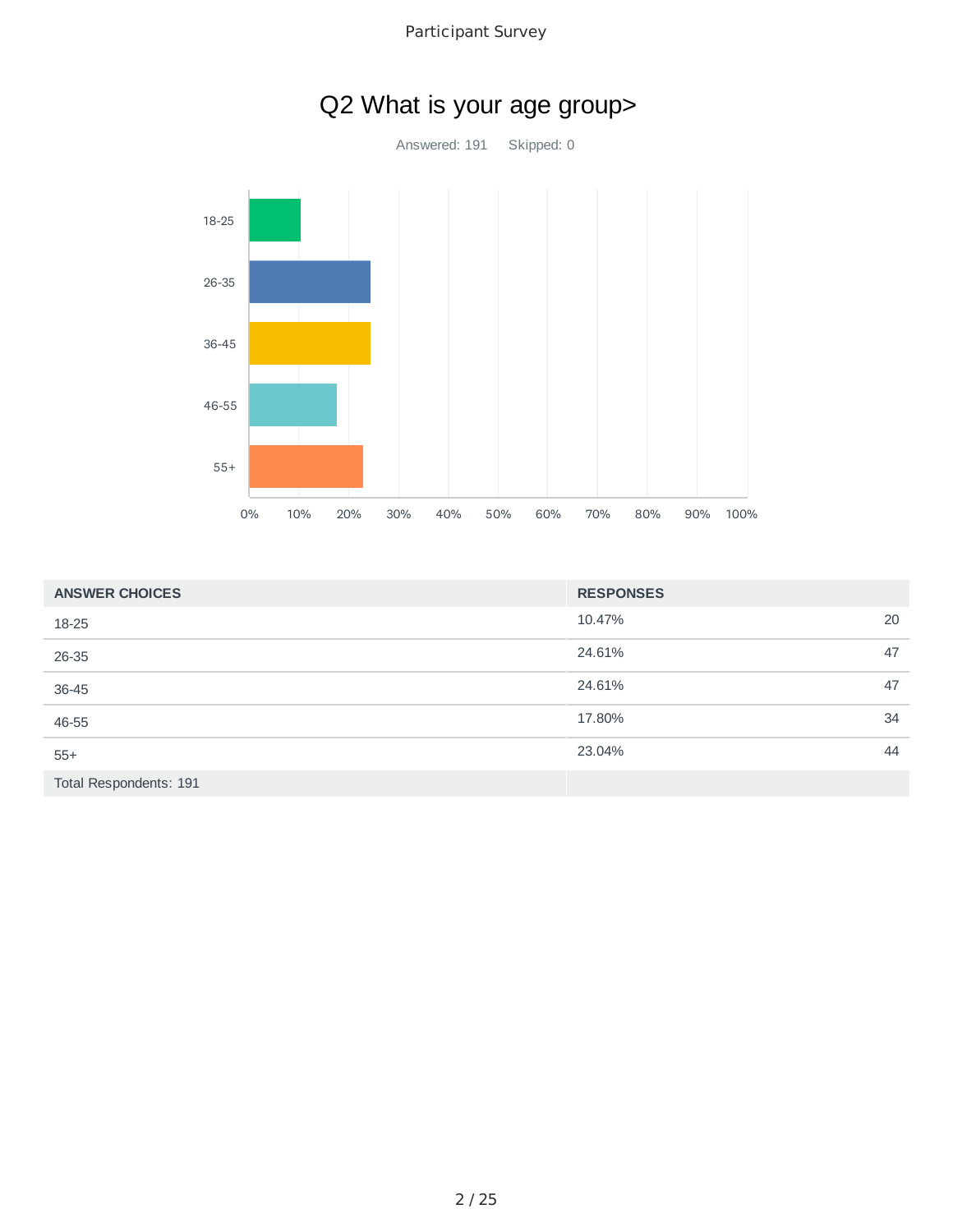# Q2 What is your age group>

Answered: 191 Skipped: 0

| ANSWER CHOICES | RESPONSES | |
|---|---|---|
| 18-25 | 10.47% | 20 |
| 26-35 | 24.61% | 47 |
| 36-45 | 24.61% | 47 |
| 46-55 | 17.80% | 34 |
| 55+ | 23.04% | 44 |
| Total Respondents: 191 | | |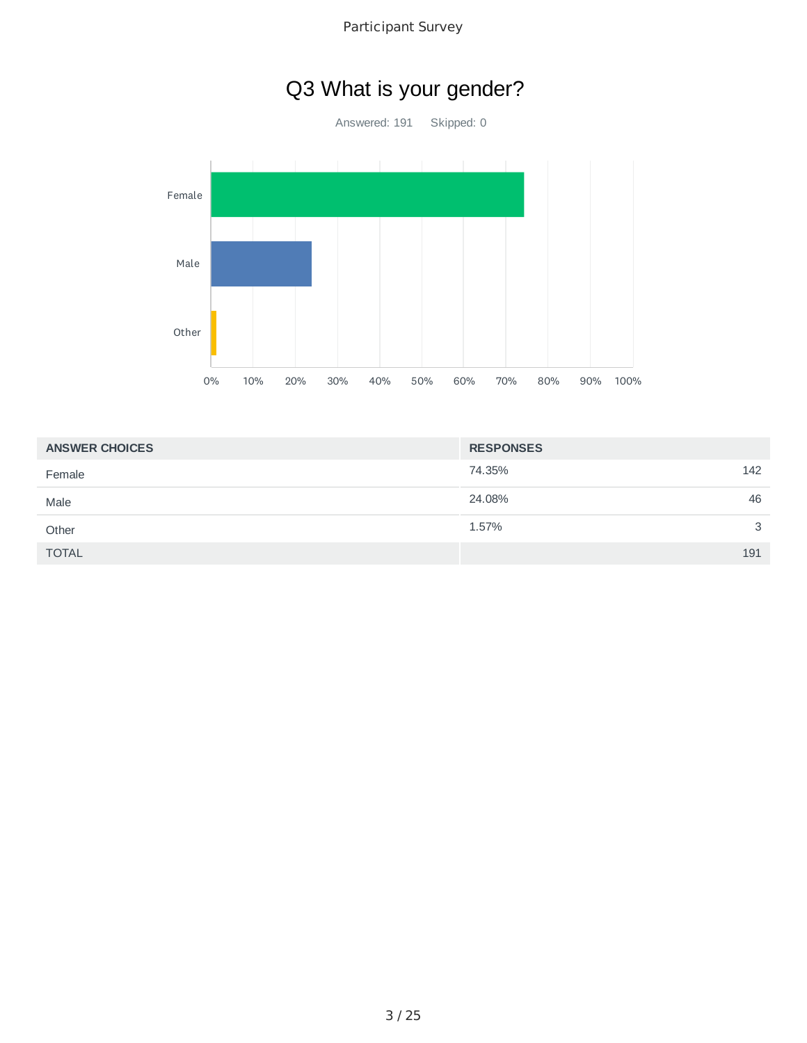# Q3 What is your gender?

Answered: 191    Skipped: 0

| ANSWER CHOICES | RESPONSES | |
|---|---|---|
| Female | 74.35% | 142 |
| Male | 24.08% | 46 |
| Other | 1.57% | 3 |
| TOTAL | | 191 |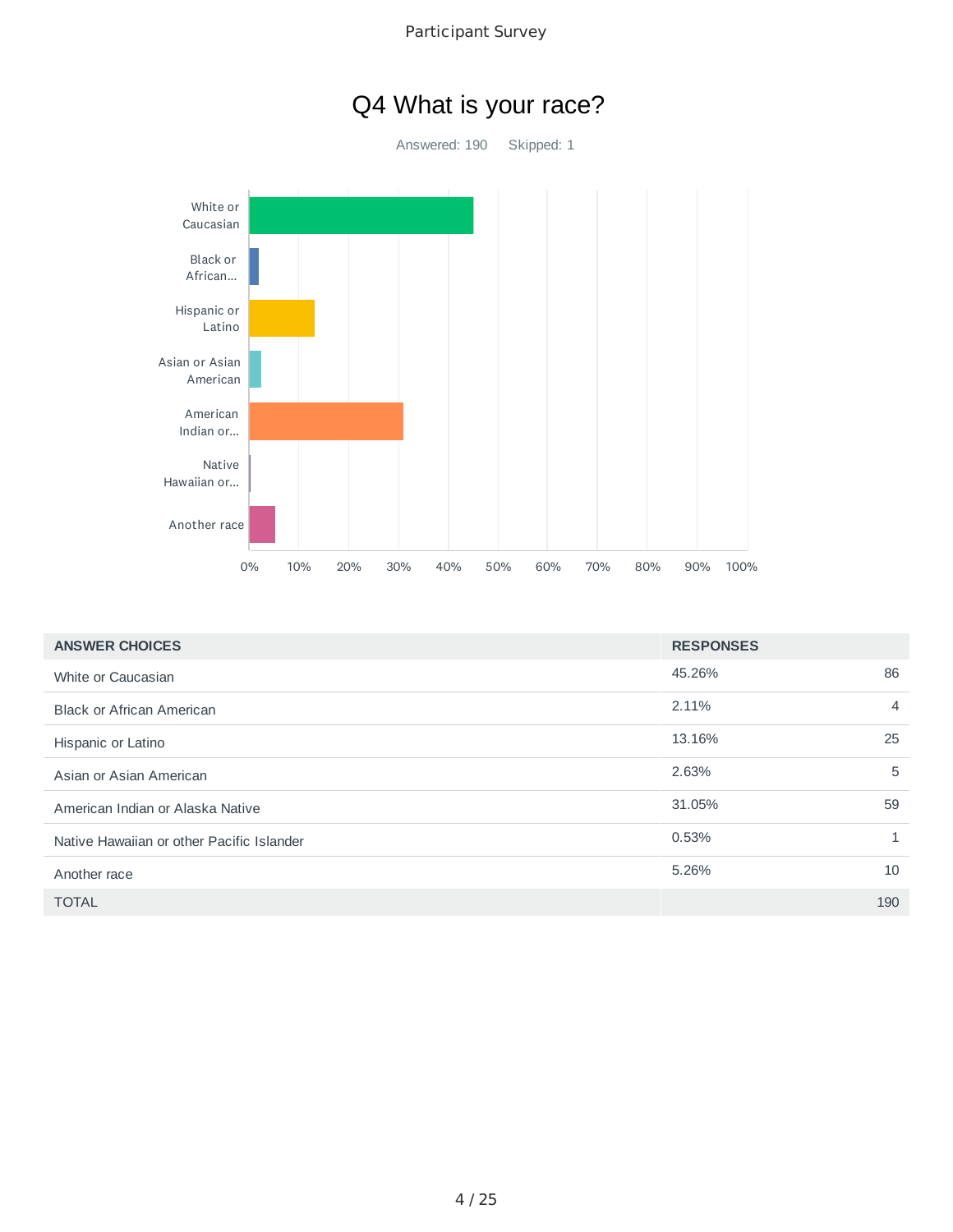## Q4 What is your race?

Answered: 190 Skipped: 1

| ANSWER CHOICES | RESPONSES | |
|---|---|---|
| White or Caucasian | 45.26% | 86 |
| Black or African American | 2.11% | 4 |
| Hispanic or Latino | 13.16% | 25 |
| Asian or Asian American | 2.63% | 5 |
| American Indian or Alaska Native | 31.05% | 59 |
| Native Hawaiian or other Pacific Islander | 0.53% | 1 |
| Another race | 5.26% | 10 |
| TOTAL | | 190 |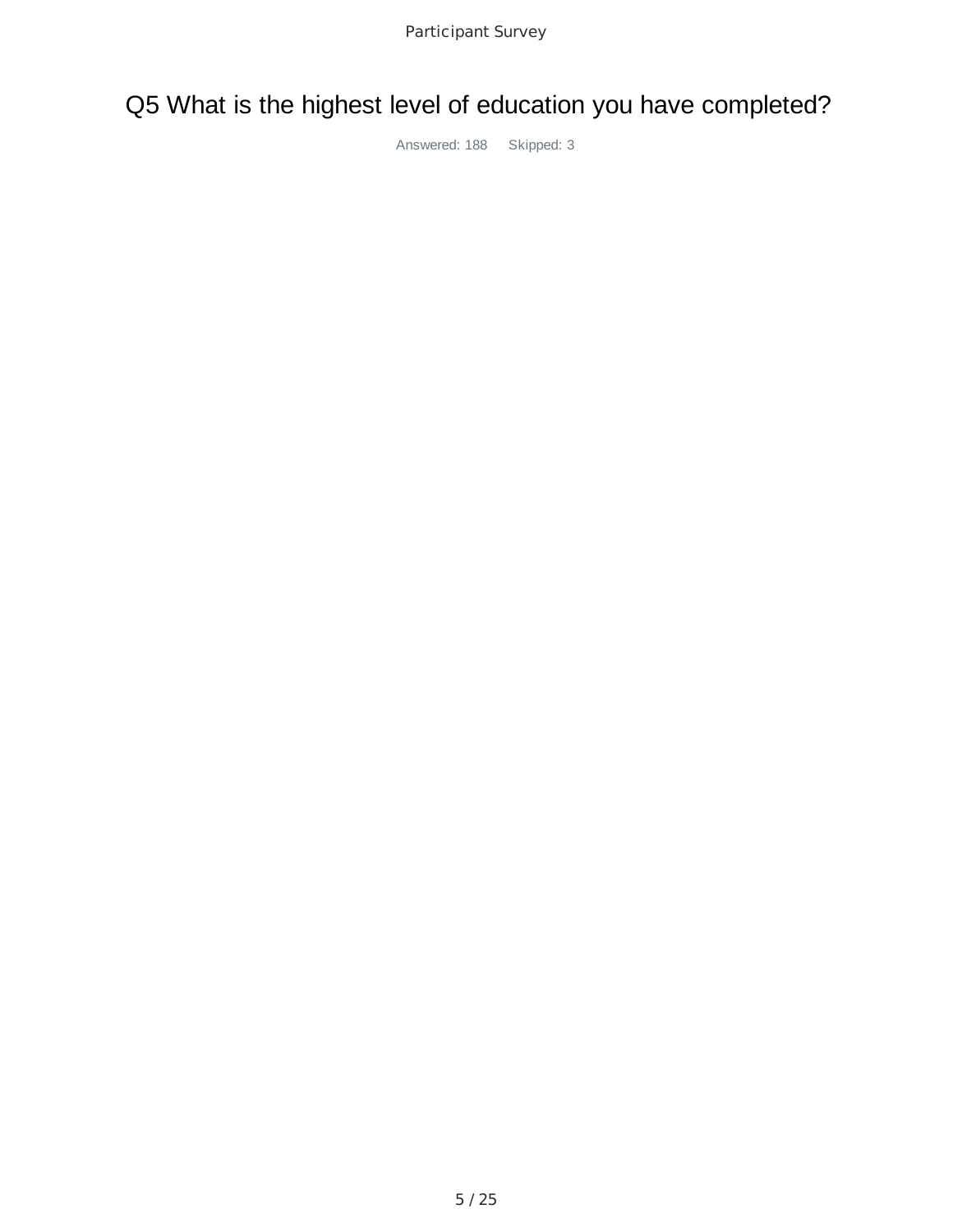# Q5 What is the highest level of education you have completed?

Answered: 188 Skipped: 3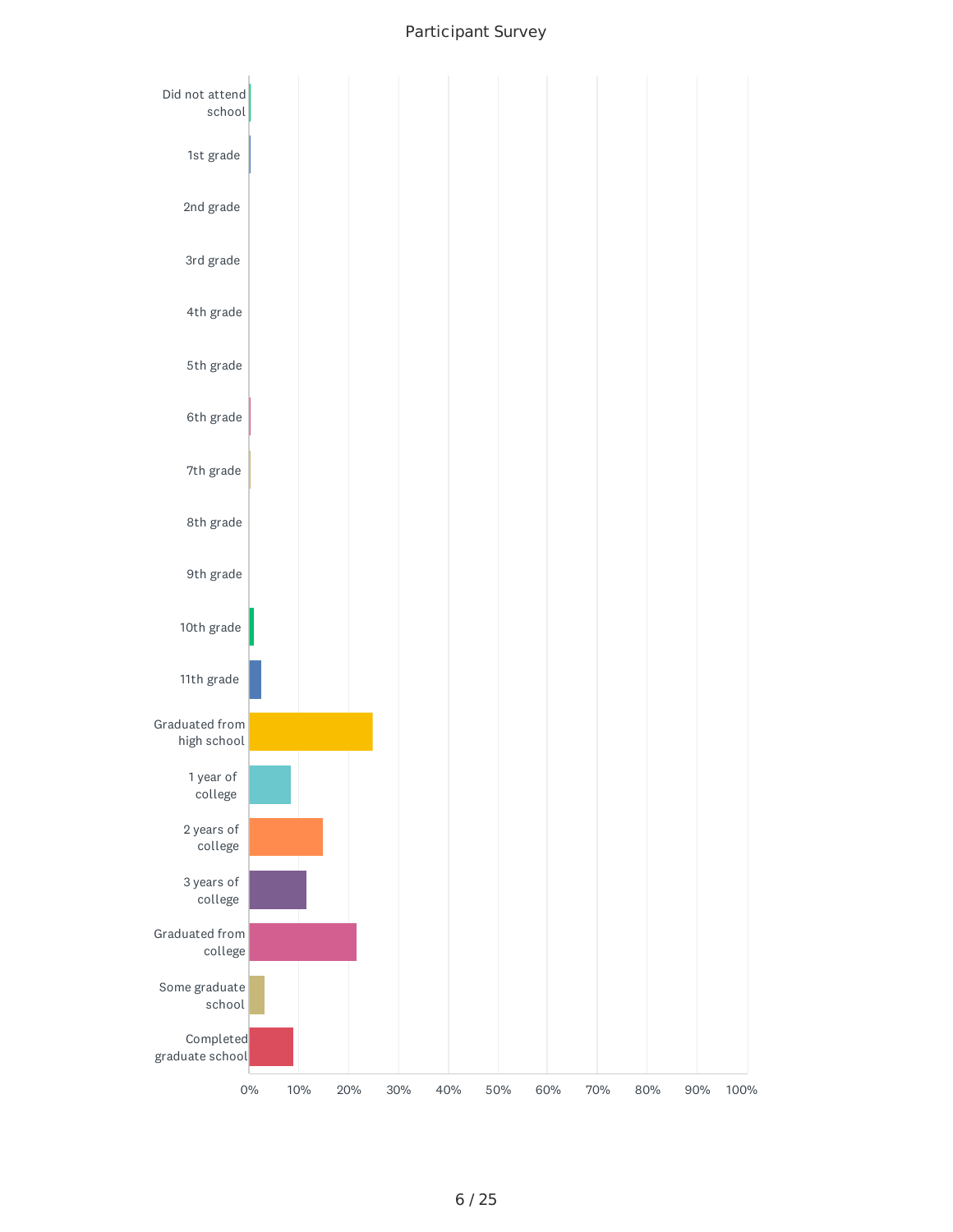Participant Survey

| Response | Approximate % |
| --- | --- |
| Did not attend school | |
| 1st grade | |
| 2nd grade | |
| 3rd grade | |
| 4th grade | |
| 5th grade | |
| 6th grade | |
| 7th grade | |
| 8th grade | |
| 9th grade | |
| 10th grade | |
| 11th grade | |
| Graduated from high school | |
| 1 year of college | |
| 2 years of college | |
| 3 years of college | |
| Graduated from college | |
| Some graduate school | |
| Completed graduate school | |

0% 10% 20% 30% 40% 50% 60% 70% 80% 90% 100%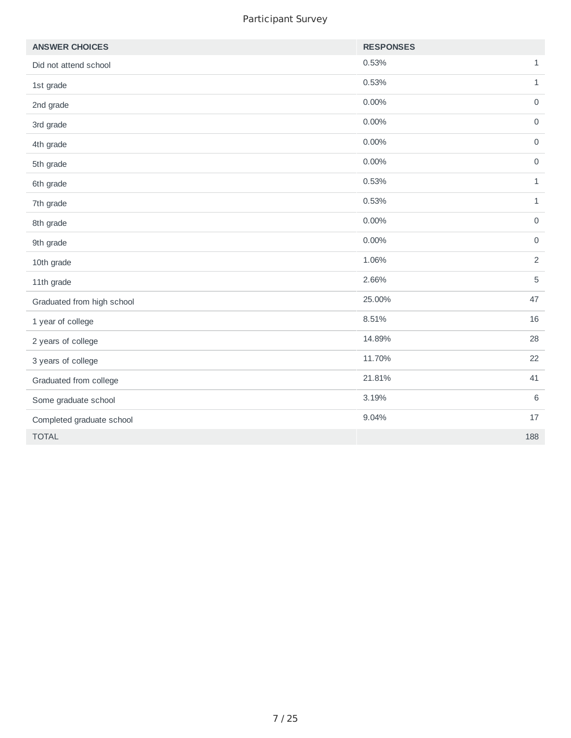| ANSWER CHOICES | RESPONSES | |
|---|---|---|
| Did not attend school | 0.53% | 1 |
| 1st grade | 0.53% | 1 |
| 2nd grade | 0.00% | 0 |
| 3rd grade | 0.00% | 0 |
| 4th grade | 0.00% | 0 |
| 5th grade | 0.00% | 0 |
| 6th grade | 0.53% | 1 |
| 7th grade | 0.53% | 1 |
| 8th grade | 0.00% | 0 |
| 9th grade | 0.00% | 0 |
| 10th grade | 1.06% | 2 |
| 11th grade | 2.66% | 5 |
| Graduated from high school | 25.00% | 47 |
| 1 year of college | 8.51% | 16 |
| 2 years of college | 14.89% | 28 |
| 3 years of college | 11.70% | 22 |
| Graduated from college | 21.81% | 41 |
| Some graduate school | 3.19% | 6 |
| Completed graduate school | 9.04% | 17 |
| TOTAL | | 188 |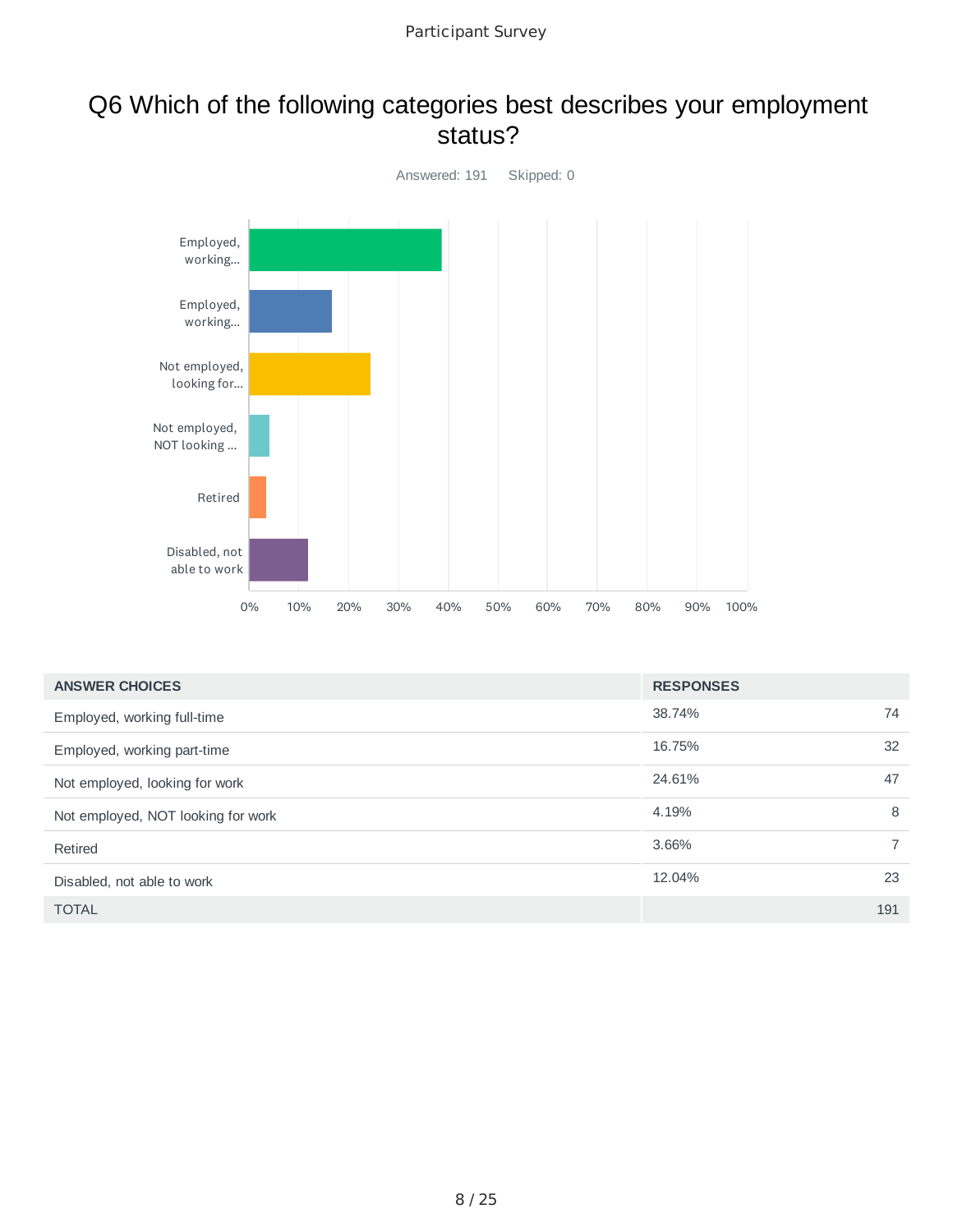# Q6 Which of the following categories best describes your employment status?

Answered: 191 Skipped: 0

| ANSWER CHOICES | RESPONSES | |
|---|---|---|
| Employed, working full-time | 38.74% | 74 |
| Employed, working part-time | 16.75% | 32 |
| Not employed, looking for work | 24.61% | 47 |
| Not employed, NOT looking for work | 4.19% | 8 |
| Retired | 3.66% | 7 |
| Disabled, not able to work | 12.04% | 23 |
| TOTAL | | 191 |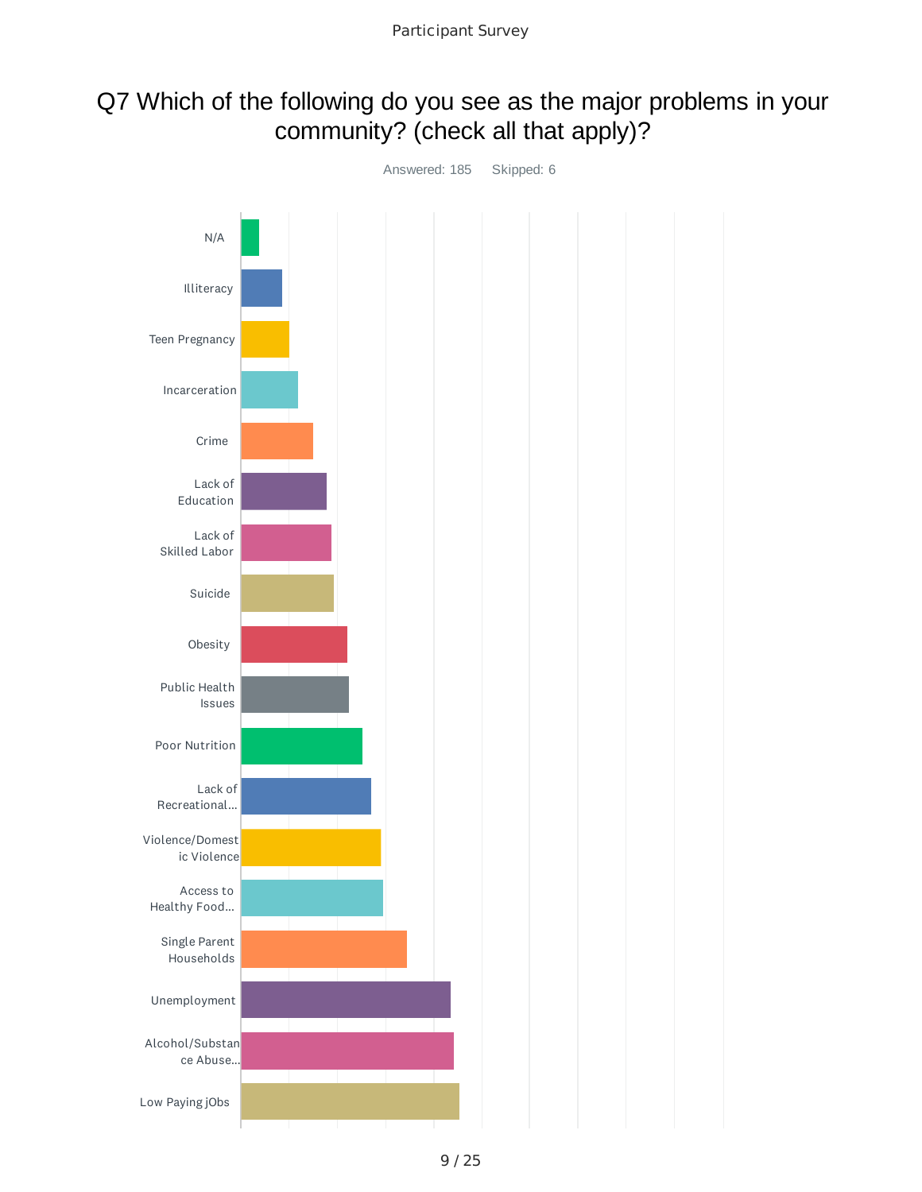# Q7 Which of the following do you see as the major problems in your community? (check all that apply)?

Answered: 185 Skipped: 6

- N/A
- Illiteracy
- Teen Pregnancy
- Incarceration
- Crime
- Lack of Education
- Lack of Skilled Labor
- Suicide
- Obesity
- Public Health Issues
- Poor Nutrition
- Lack of Recreational...
- Violence/Domestic Violence
- Access to Healthy Food...
- Single Parent Households
- Unemployment
- Alcohol/Substance Abuse...
- Low Paying jObs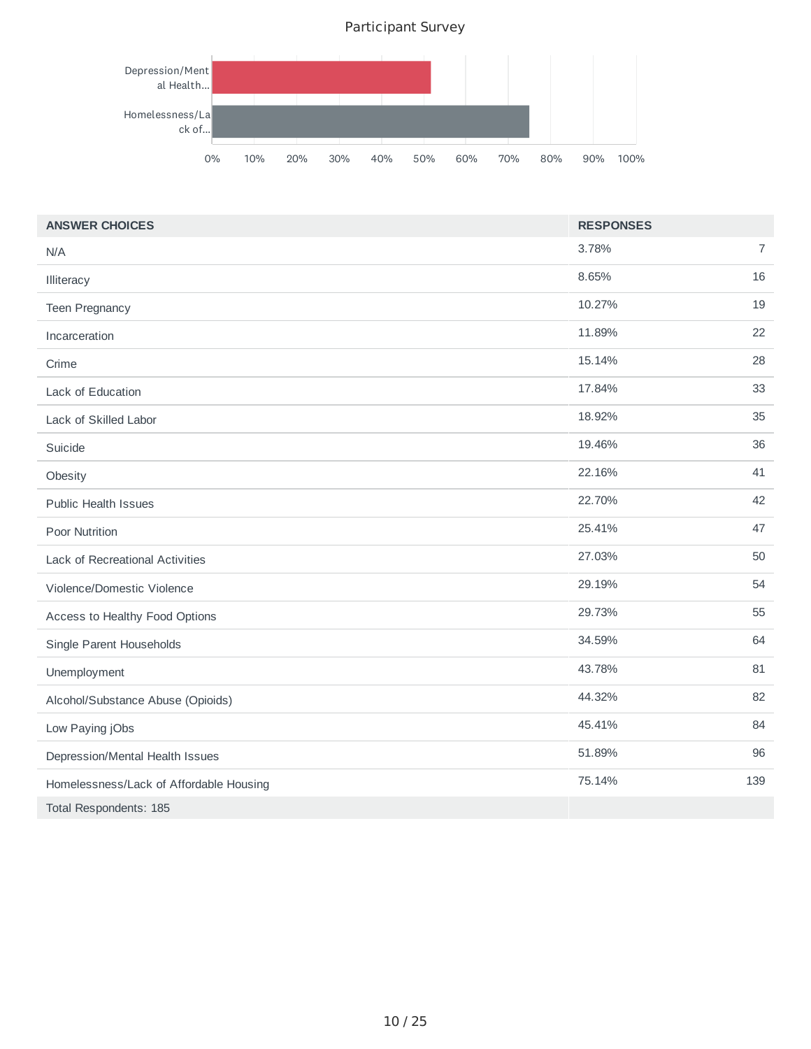Participant Survey

| ANSWER CHOICES | RESPONSES | |
|---|---|---|
| N/A | 3.78% | 7 |
| Illiteracy | 8.65% | 16 |
| Teen Pregnancy | 10.27% | 19 |
| Incarceration | 11.89% | 22 |
| Crime | 15.14% | 28 |
| Lack of Education | 17.84% | 33 |
| Lack of Skilled Labor | 18.92% | 35 |
| Suicide | 19.46% | 36 |
| Obesity | 22.16% | 41 |
| Public Health Issues | 22.70% | 42 |
| Poor Nutrition | 25.41% | 47 |
| Lack of Recreational Activities | 27.03% | 50 |
| Violence/Domestic Violence | 29.19% | 54 |
| Access to Healthy Food Options | 29.73% | 55 |
| Single Parent Households | 34.59% | 64 |
| Unemployment | 43.78% | 81 |
| Alcohol/Substance Abuse (Opioids) | 44.32% | 82 |
| Low Paying jObs | 45.41% | 84 |
| Depression/Mental Health Issues | 51.89% | 96 |
| Homelessness/Lack of Affordable Housing | 75.14% | 139 |
| Total Respondents: 185 | | |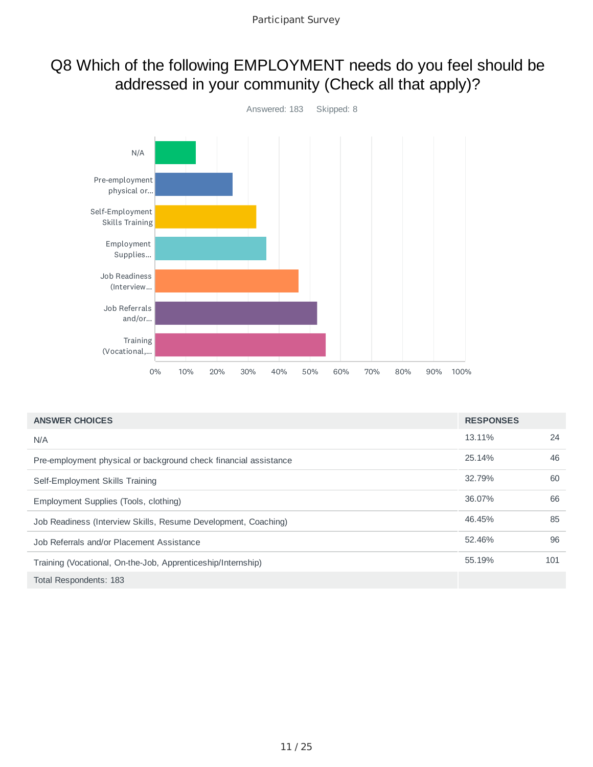# Q8 Which of the following EMPLOYMENT needs do you feel should be addressed in your community (Check all that apply)?

Answered: 183    Skipped: 8

| ANSWER CHOICES | RESPONSES | |
|---|---|---|
| N/A | 13.11% | 24 |
| Pre-employment physical or background check financial assistance | 25.14% | 46 |
| Self-Employment Skills Training | 32.79% | 60 |
| Employment Supplies (Tools, clothing) | 36.07% | 66 |
| Job Readiness (Interview Skills, Resume Development, Coaching) | 46.45% | 85 |
| Job Referrals and/or Placement Assistance | 52.46% | 96 |
| Training (Vocational, On-the-Job, Apprenticeship/Internship) | 55.19% | 101 |
| Total Respondents: 183 | | |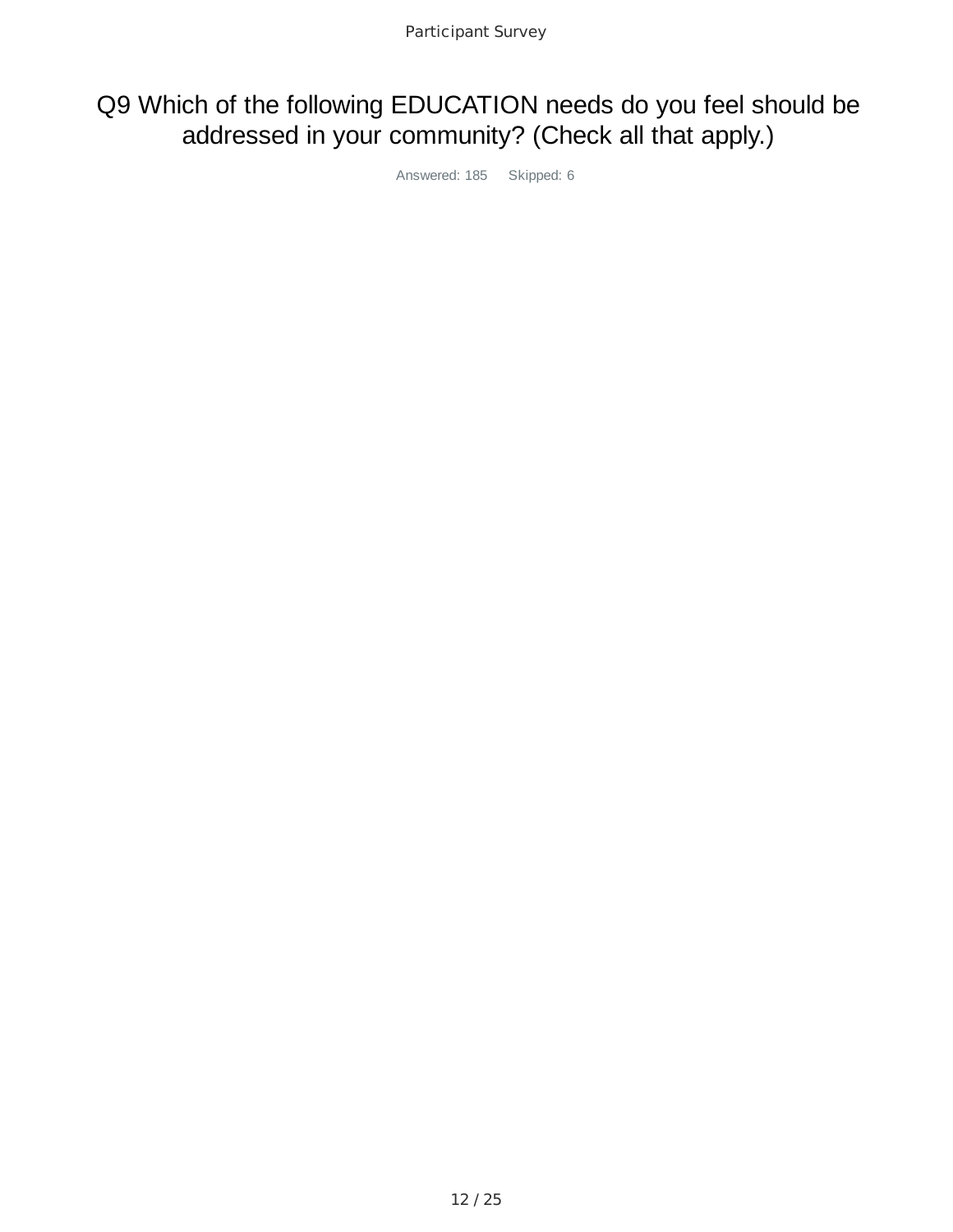# Q9 Which of the following EDUCATION needs do you feel should be addressed in your community? (Check all that apply.)

Answered: 185 Skipped: 6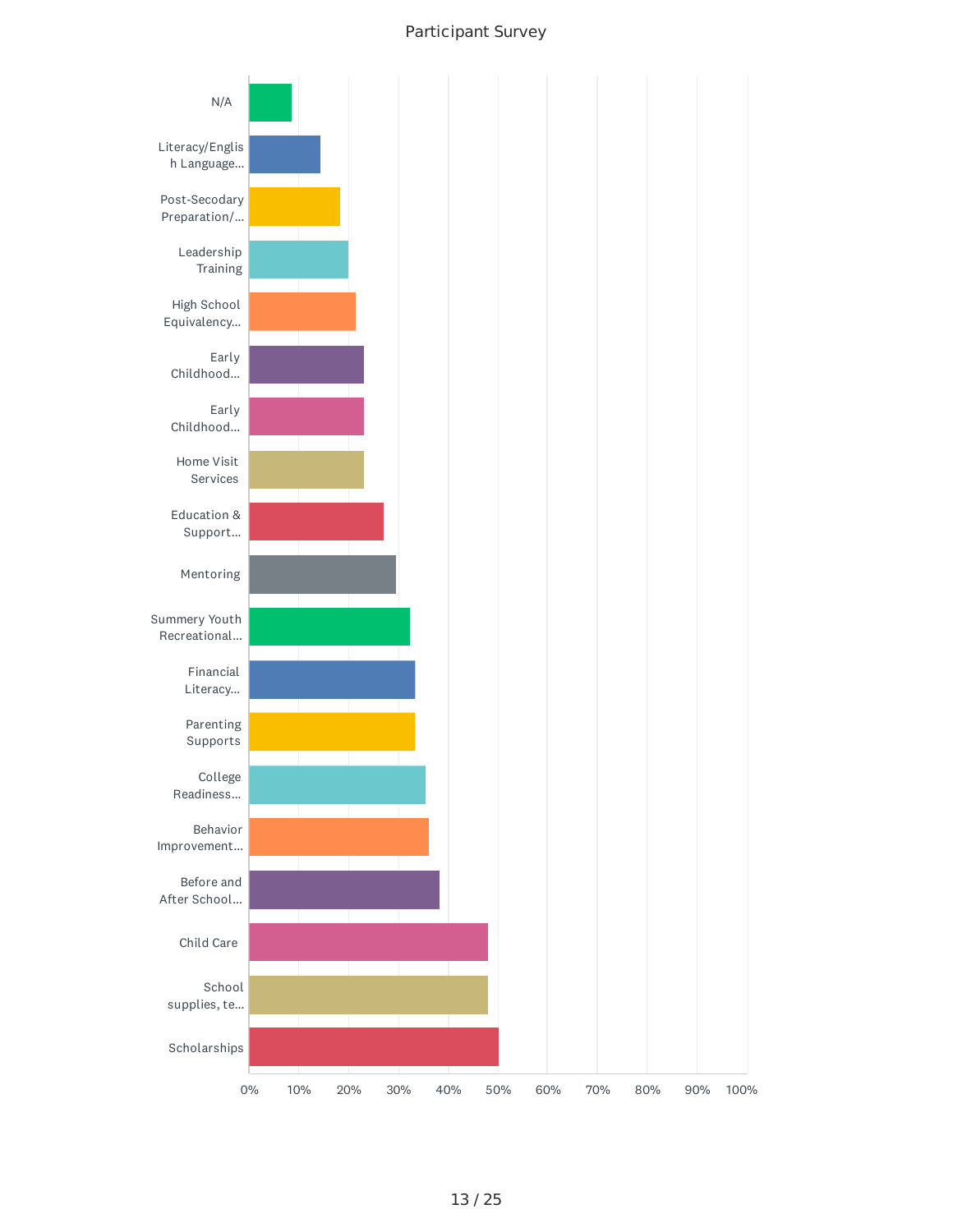Participant Survey

| Category | Approx. % |
| --- | --- |
| N/A | ~8% |
| Literacy/English Language... | ~14% |
| Post-Secodary Preparation/... | ~18% |
| Leadership Training | ~20% |
| High School Equivalency... | ~21% |
| Early Childhood... | ~23% |
| Early Childhood... | ~23% |
| Home Visit Services | ~23% |
| Education & Support... | ~27% |
| Mentoring | ~29% |
| Summery Youth Recreational... | ~32% |
| Financial Literacy... | ~33% |
| Parenting Supports | ~33% |
| College Readiness... | ~35% |
| Behavior Improvement... | ~36% |
| Before and After School... | ~38% |
| Child Care | ~48% |
| School supplies, te... | ~48% |
| Scholarships | ~50% |

0% 10% 20% 30% 40% 50% 60% 70% 80% 90% 100%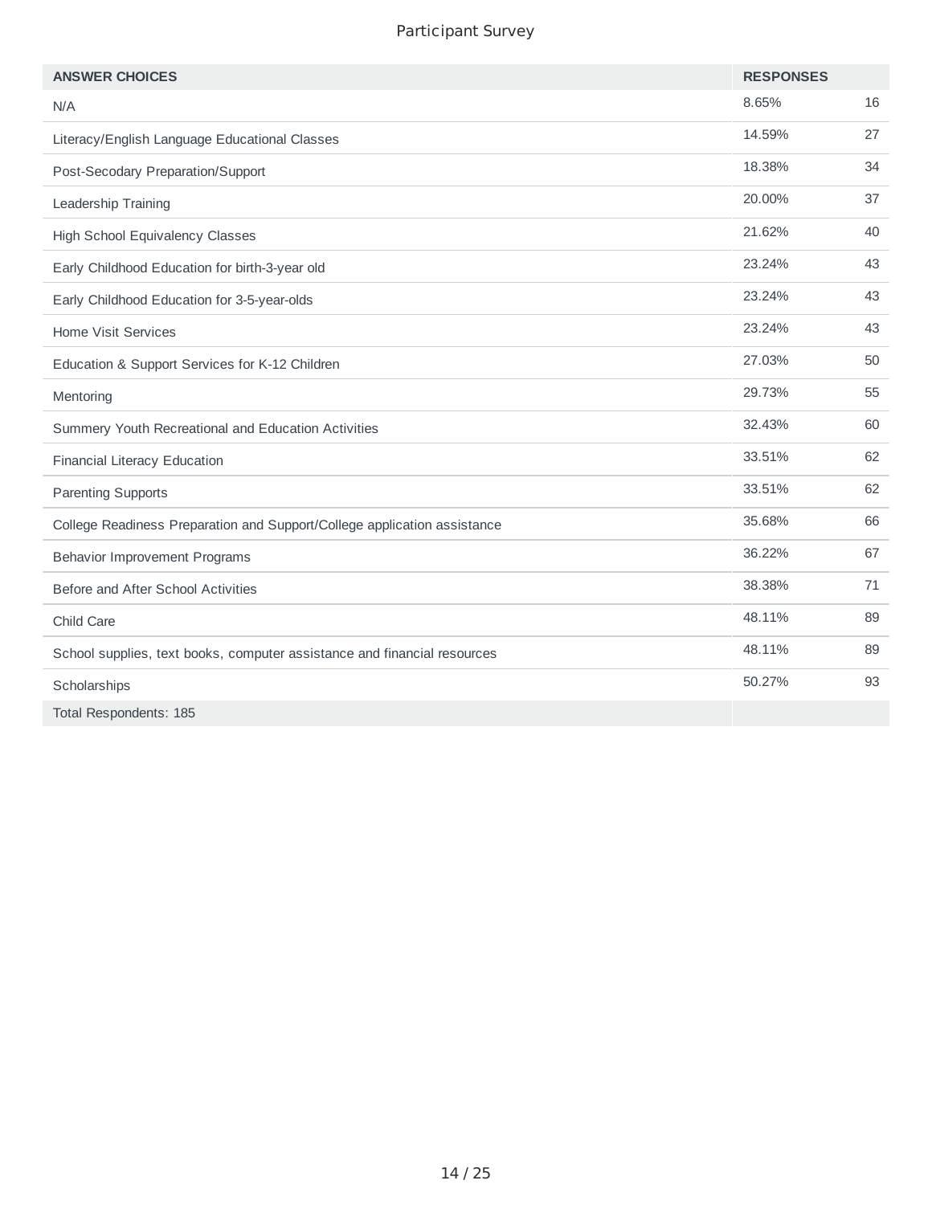Participant Survey

| ANSWER CHOICES | RESPONSES | |
|---|---|---|
| N/A | 8.65% | 16 |
| Literacy/English Language Educational Classes | 14.59% | 27 |
| Post-Secodary Preparation/Support | 18.38% | 34 |
| Leadership Training | 20.00% | 37 |
| High School Equivalency Classes | 21.62% | 40 |
| Early Childhood Education for birth-3-year old | 23.24% | 43 |
| Early Childhood Education for 3-5-year-olds | 23.24% | 43 |
| Home Visit Services | 23.24% | 43 |
| Education & Support Services for K-12 Children | 27.03% | 50 |
| Mentoring | 29.73% | 55 |
| Summery Youth Recreational and Education Activities | 32.43% | 60 |
| Financial Literacy Education | 33.51% | 62 |
| Parenting Supports | 33.51% | 62 |
| College Readiness Preparation and Support/College application assistance | 35.68% | 66 |
| Behavior Improvement Programs | 36.22% | 67 |
| Before and After School Activities | 38.38% | 71 |
| Child Care | 48.11% | 89 |
| School supplies, text books, computer assistance and financial resources | 48.11% | 89 |
| Scholarships | 50.27% | 93 |
| Total Respondents: 185 | | |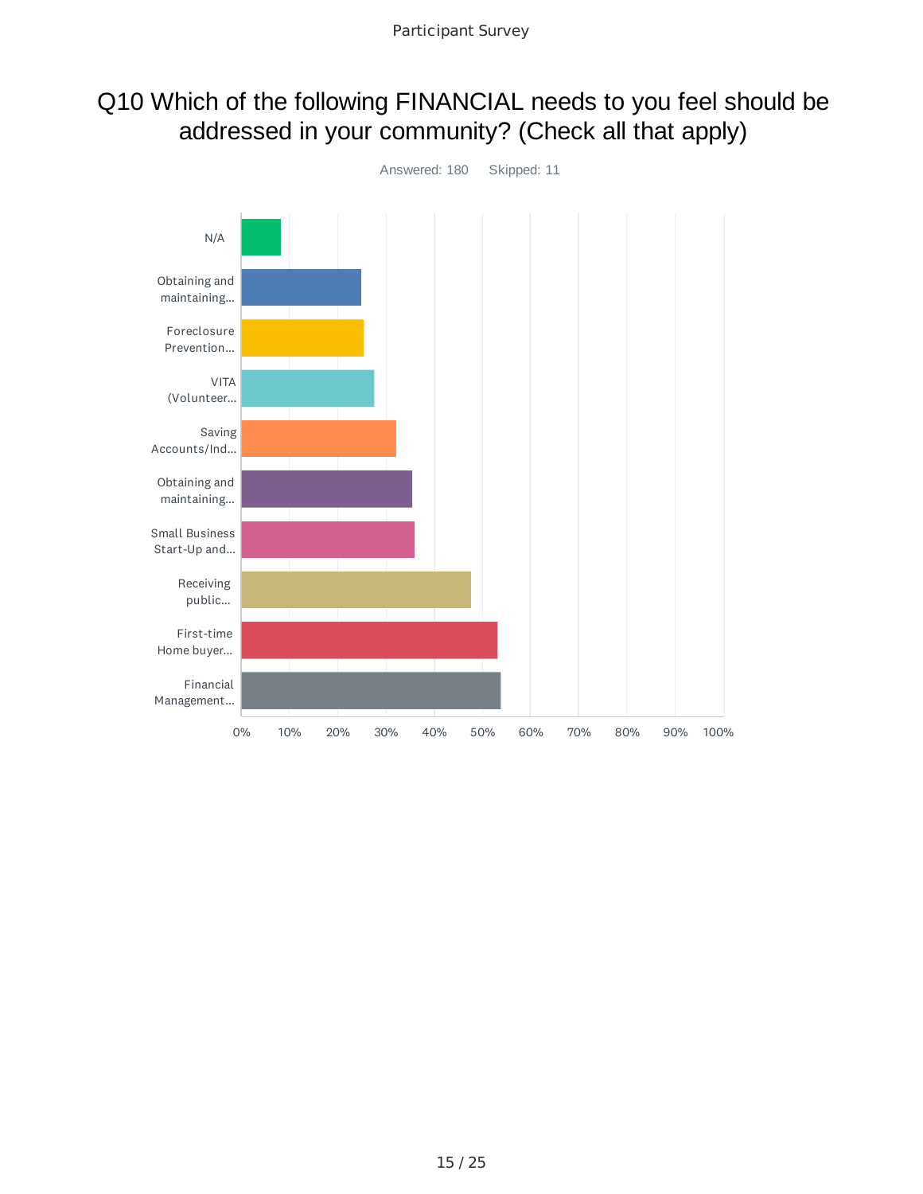# Q10 Which of the following FINANCIAL needs to you feel should be addressed in your community? (Check all that apply)

Answered: 180    Skipped: 11

N/A

Obtaining and maintaining...

Foreclosure Prevention...

VITA (Volunteer...

Saving Accounts/Ind...

Obtaining and maintaining...

Small Business Start-Up and...

Receiving public...

First-time Home buyer...

Financial Management...

0% 10% 20% 30% 40% 50% 60% 70% 80% 90% 100%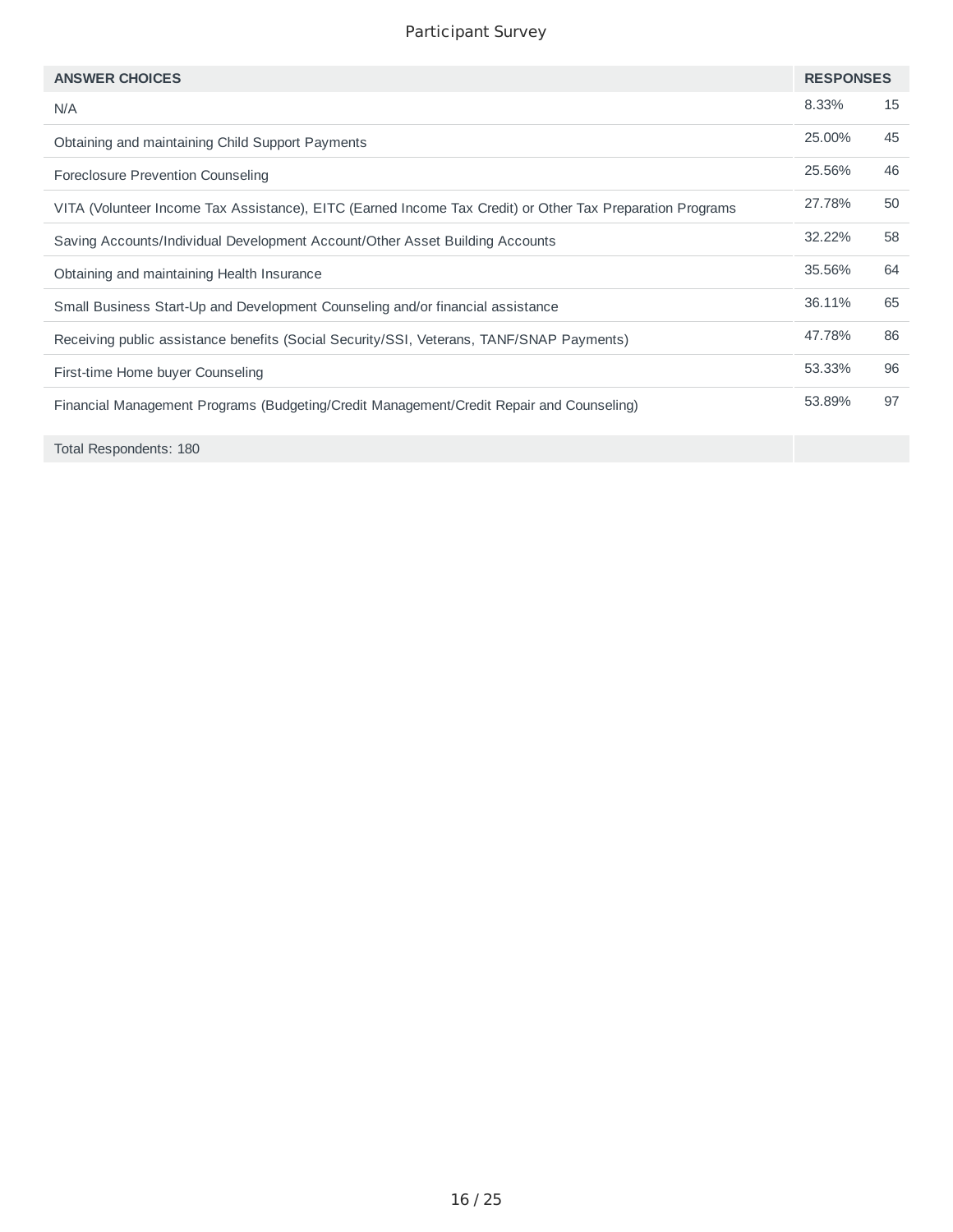Participant Survey

| ANSWER CHOICES | RESPONSES | |
|---|---|---|
| N/A | 8.33% | 15 |
| Obtaining and maintaining Child Support Payments | 25.00% | 45 |
| Foreclosure Prevention Counseling | 25.56% | 46 |
| VITA (Volunteer Income Tax Assistance), EITC (Earned Income Tax Credit) or Other Tax Preparation Programs | 27.78% | 50 |
| Saving Accounts/Individual Development Account/Other Asset Building Accounts | 32.22% | 58 |
| Obtaining and maintaining Health Insurance | 35.56% | 64 |
| Small Business Start-Up and Development Counseling and/or financial assistance | 36.11% | 65 |
| Receiving public assistance benefits (Social Security/SSI, Veterans, TANF/SNAP Payments) | 47.78% | 86 |
| First-time Home buyer Counseling | 53.33% | 96 |
| Financial Management Programs (Budgeting/Credit Management/Credit Repair and Counseling) | 53.89% | 97 |
| Total Respondents: 180 | | |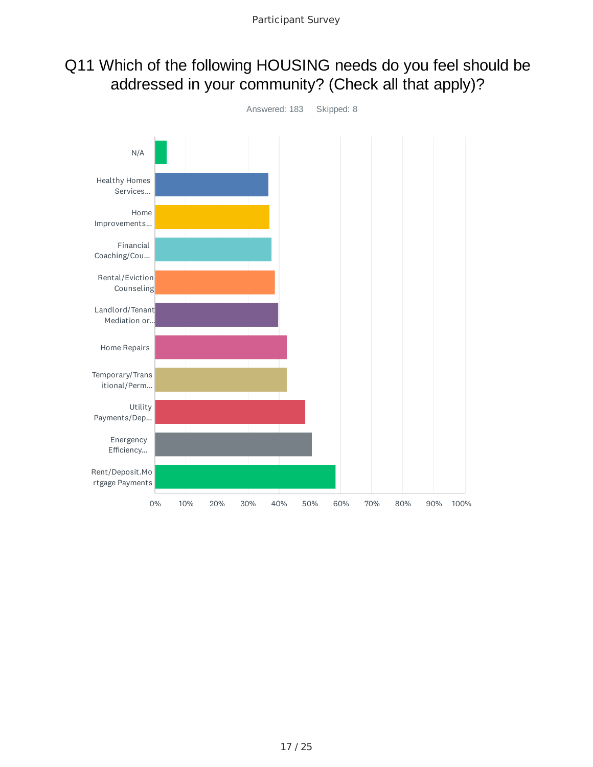# Q11 Which of the following HOUSING needs do you feel should be addressed in your community? (Check all that apply)?

Answered: 183 Skipped: 8

N/A

Healthy Homes Services...

Home Improvements...

Financial Coaching/Cou...

Rental/Eviction Counseling

Landlord/Tenant Mediation or...

Home Repairs

Temporary/Transitional/Perm...

Utility Payments/Dep...

Energency Efficiency...

Rent/Deposit.Mortgage Payments

0% 10% 20% 30% 40% 50% 60% 70% 80% 90% 100%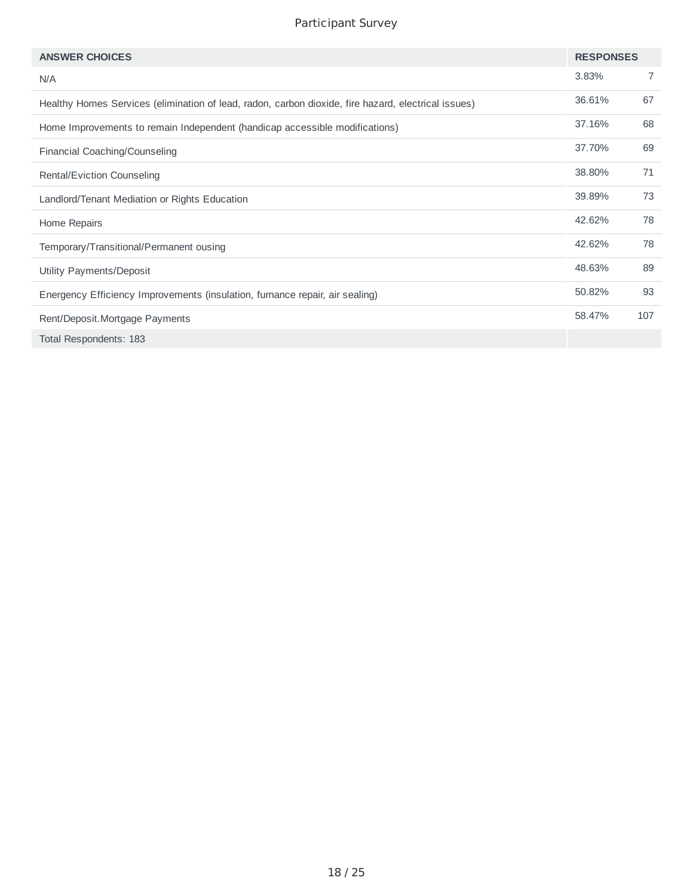Participant Survey

| ANSWER CHOICES | RESPONSES | |
|---|---|---|
| N/A | 3.83% | 7 |
| Healthy Homes Services (elimination of lead, radon, carbon dioxide, fire hazard, electrical issues) | 36.61% | 67 |
| Home Improvements to remain Independent (handicap accessible modifications) | 37.16% | 68 |
| Financial Coaching/Counseling | 37.70% | 69 |
| Rental/Eviction Counseling | 38.80% | 71 |
| Landlord/Tenant Mediation or Rights Education | 39.89% | 73 |
| Home Repairs | 42.62% | 78 |
| Temporary/Transitional/Permanent ousing | 42.62% | 78 |
| Utility Payments/Deposit | 48.63% | 89 |
| Energency Efficiency Improvements (insulation, furnance repair, air sealing) | 50.82% | 93 |
| Rent/Deposit.Mortgage Payments | 58.47% | 107 |
| Total Respondents: 183 | | |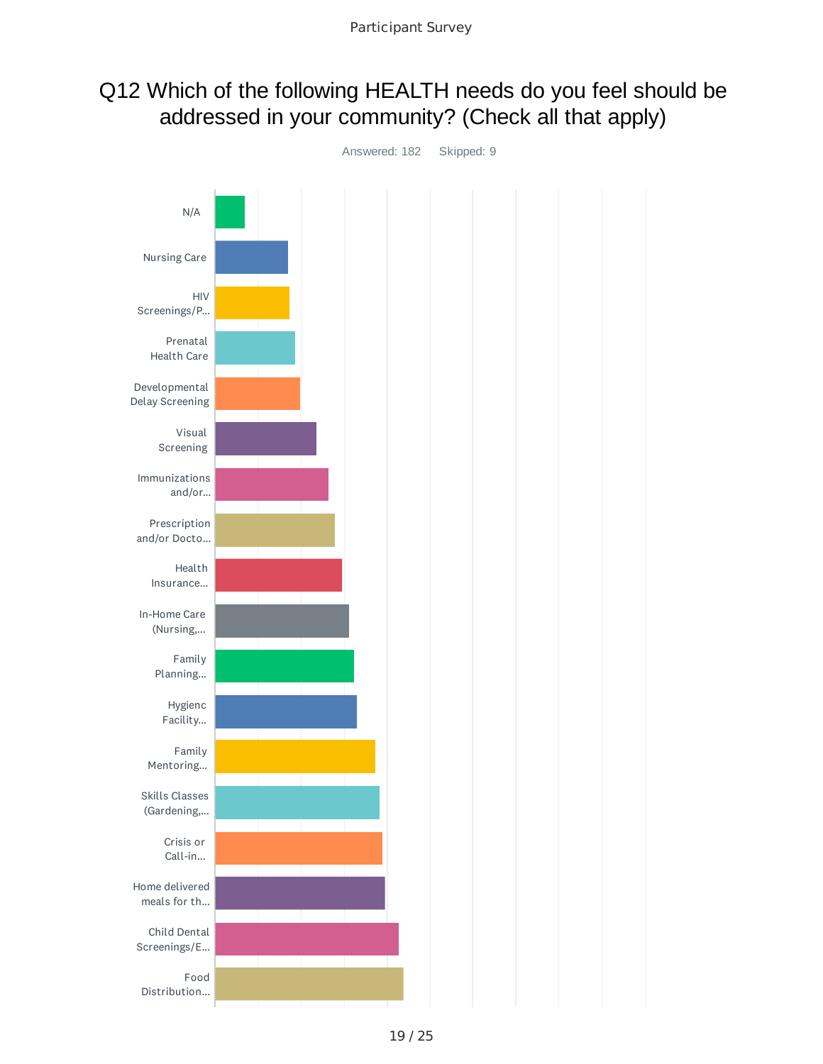# Q12 Which of the following HEALTH needs do you feel should be addressed in your community? (Check all that apply)

Answered: 182 Skipped: 9

N/A

Nursing Care

HIV Screenings/P...

Prenatal Health Care

Developmental Delay Screening

Visual Screening

Immunizations and/or...

Prescription and/or Docto...

Health Insurance...

In-Home Care (Nursing,...

Family Planning...

Hygienc Facility...

Family Mentoring...

Skills Classes (Gardening,...

Crisis or Call-in...

Home delivered meals for th...

Child Dental Screenings/E...

Food Distribution...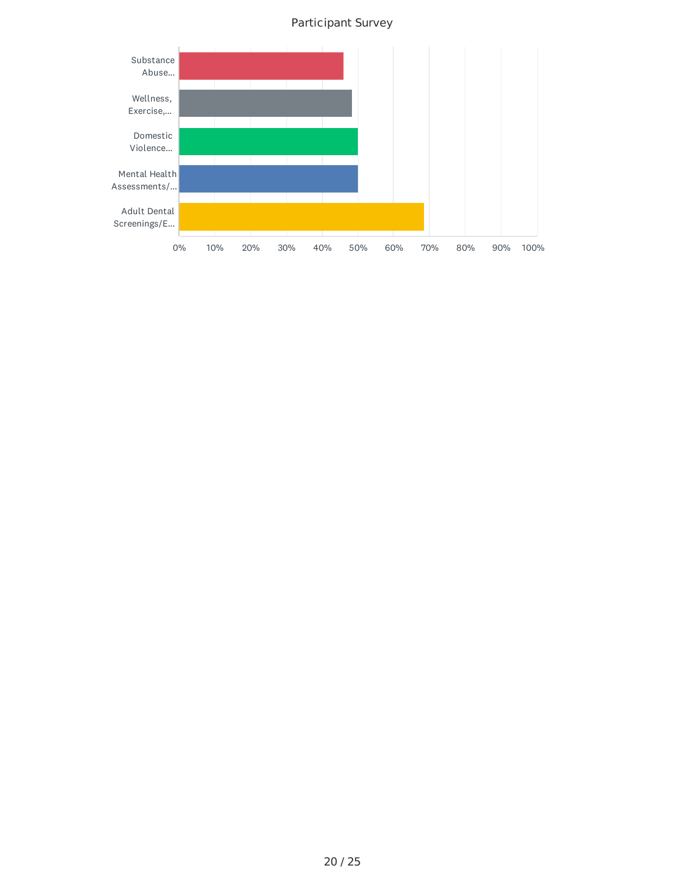Participant Survey

| Category | Approximate % |
|---|---|
| Substance Abuse... | ~46% |
| Wellness, Exercise,... | ~48% |
| Domestic Violence... | ~50% |
| Mental Health Assessments/... | ~50% |
| Adult Dental Screenings/E... | ~68% |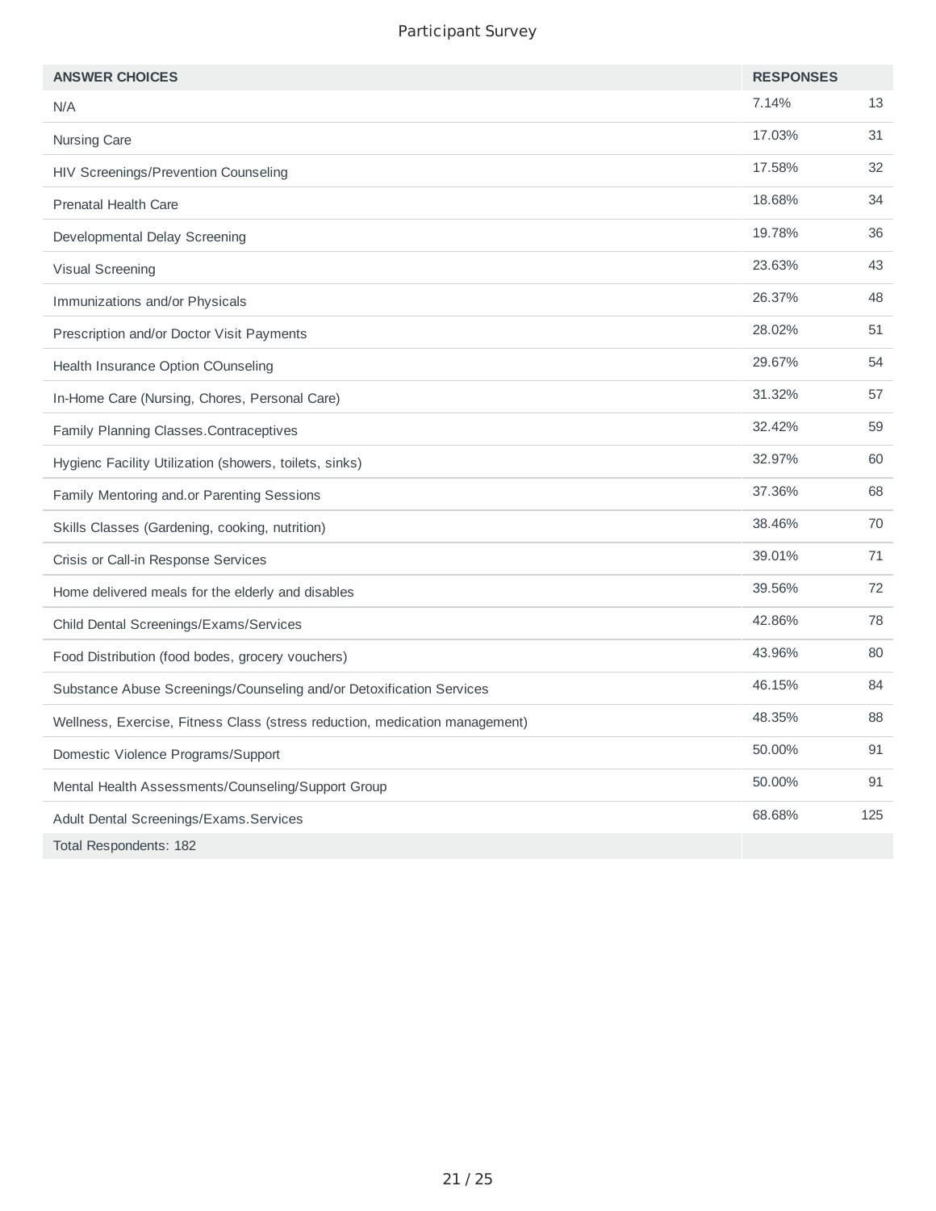| ANSWER CHOICES | RESPONSES | |
|---|---|---|
| N/A | 7.14% | 13 |
| Nursing Care | 17.03% | 31 |
| HIV Screenings/Prevention Counseling | 17.58% | 32 |
| Prenatal Health Care | 18.68% | 34 |
| Developmental Delay Screening | 19.78% | 36 |
| Visual Screening | 23.63% | 43 |
| Immunizations and/or Physicals | 26.37% | 48 |
| Prescription and/or Doctor Visit Payments | 28.02% | 51 |
| Health Insurance Option COunseling | 29.67% | 54 |
| In-Home Care (Nursing, Chores, Personal Care) | 31.32% | 57 |
| Family Planning Classes.Contraceptives | 32.42% | 59 |
| Hygienc Facility Utilization (showers, toilets, sinks) | 32.97% | 60 |
| Family Mentoring and.or Parenting Sessions | 37.36% | 68 |
| Skills Classes (Gardening, cooking, nutrition) | 38.46% | 70 |
| Crisis or Call-in Response Services | 39.01% | 71 |
| Home delivered meals for the elderly and disables | 39.56% | 72 |
| Child Dental Screenings/Exams/Services | 42.86% | 78 |
| Food Distribution (food bodes, grocery vouchers) | 43.96% | 80 |
| Substance Abuse Screenings/Counseling and/or Detoxification Services | 46.15% | 84 |
| Wellness, Exercise, Fitness Class (stress reduction, medication management) | 48.35% | 88 |
| Domestic Violence Programs/Support | 50.00% | 91 |
| Mental Health Assessments/Counseling/Support Group | 50.00% | 91 |
| Adult Dental Screenings/Exams.Services | 68.68% | 125 |
| Total Respondents: 182 | | |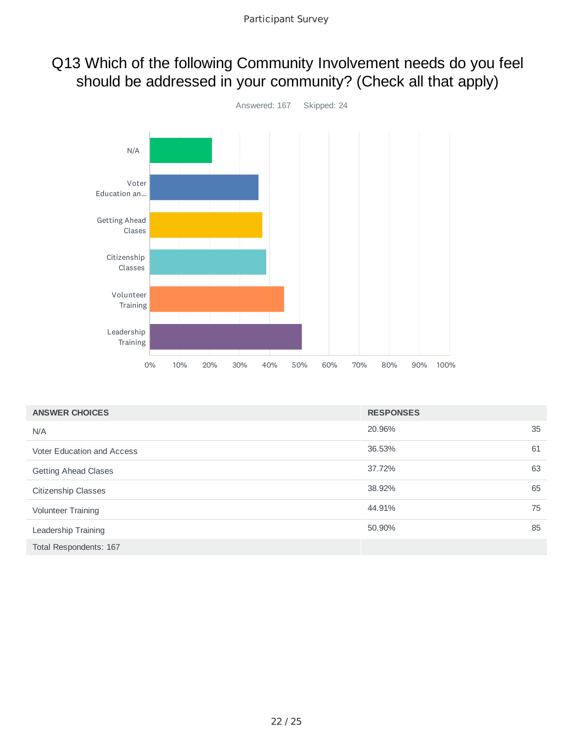# Q13 Which of the following Community Involvement needs do you feel should be addressed in your community? (Check all that apply)

Answered: 167 Skipped: 24

| ANSWER CHOICES | RESPONSES | |
|---|---|---|
| N/A | 20.96% | 35 |
| Voter Education and Access | 36.53% | 61 |
| Getting Ahead Clases | 37.72% | 63 |
| Citizenship Classes | 38.92% | 65 |
| Volunteer Training | 44.91% | 75 |
| Leadership Training | 50.90% | 85 |
| Total Respondents: 167 | | |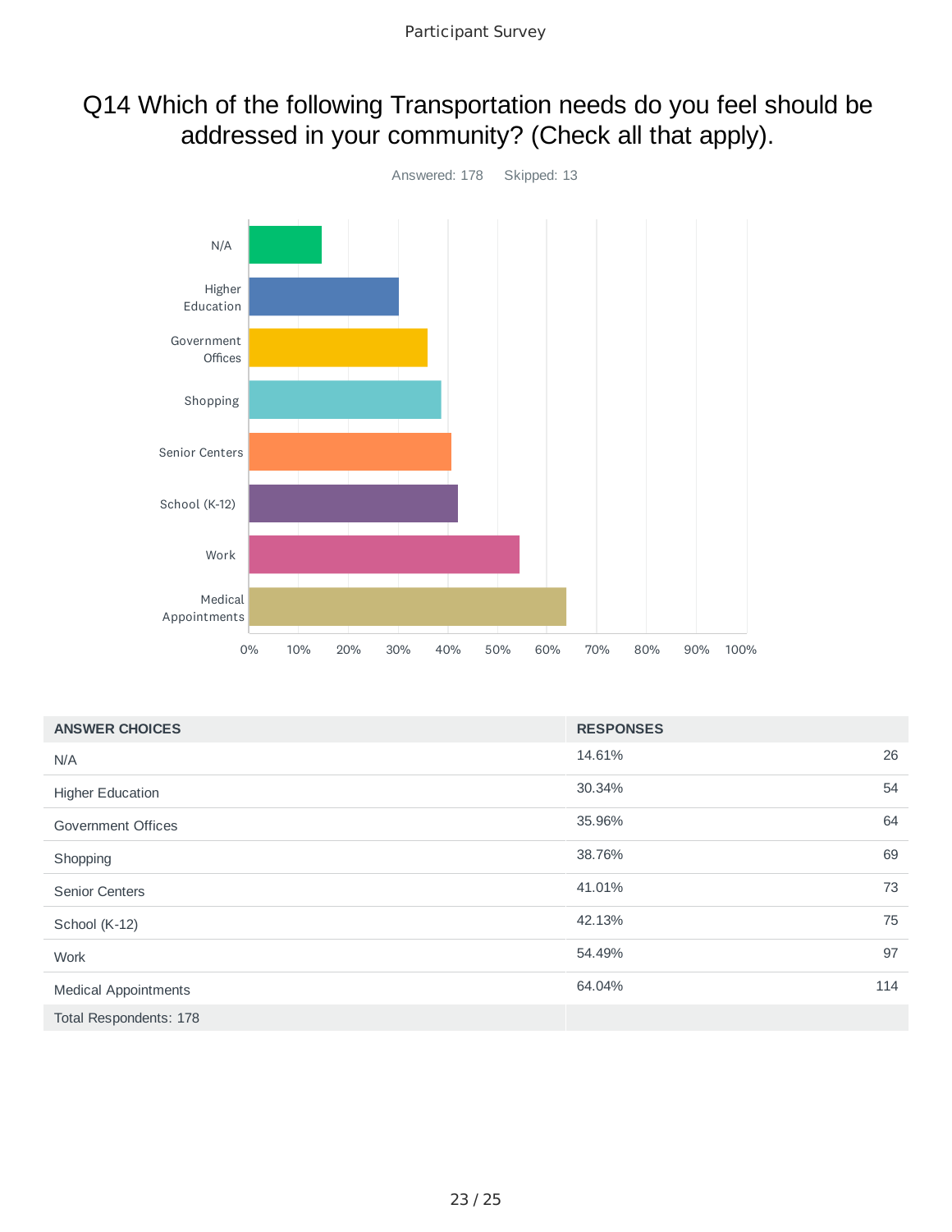# Q14 Which of the following Transportation needs do you feel should be addressed in your community? (Check all that apply).

Answered: 178 Skipped: 13

| ANSWER CHOICES | RESPONSES | |
|---|---|---|
| N/A | 14.61% | 26 |
| Higher Education | 30.34% | 54 |
| Government Offices | 35.96% | 64 |
| Shopping | 38.76% | 69 |
| Senior Centers | 41.01% | 73 |
| School (K-12) | 42.13% | 75 |
| Work | 54.49% | 97 |
| Medical Appointments | 64.04% | 114 |
| Total Respondents: 178 | | |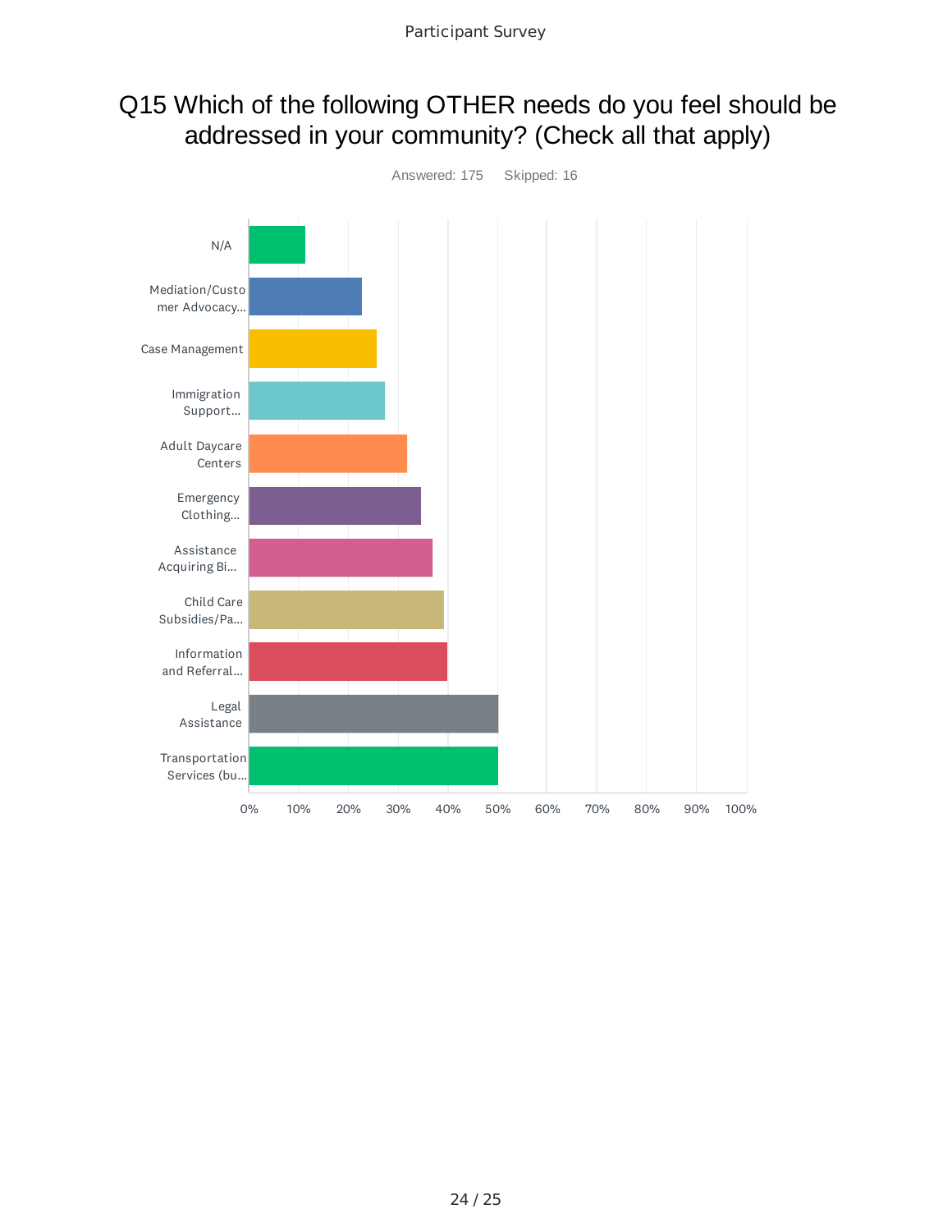# Q15 Which of the following OTHER needs do you feel should be addressed in your community? (Check all that apply)

Answered: 175 Skipped: 16

| Answer | |
|---|---|
| N/A | |
| Mediation/Customer Advocacy... | |
| Case Management | |
| Immigration Support... | |
| Adult Daycare Centers | |
| Emergency Clothing... | |
| Assistance Acquiring Bi... | |
| Child Care Subsidies/Pa... | |
| Information and Referral... | |
| Legal Assistance | |
| Transportation Services (bu... | |

0% 10% 20% 30% 40% 50% 60% 70% 80% 90% 100%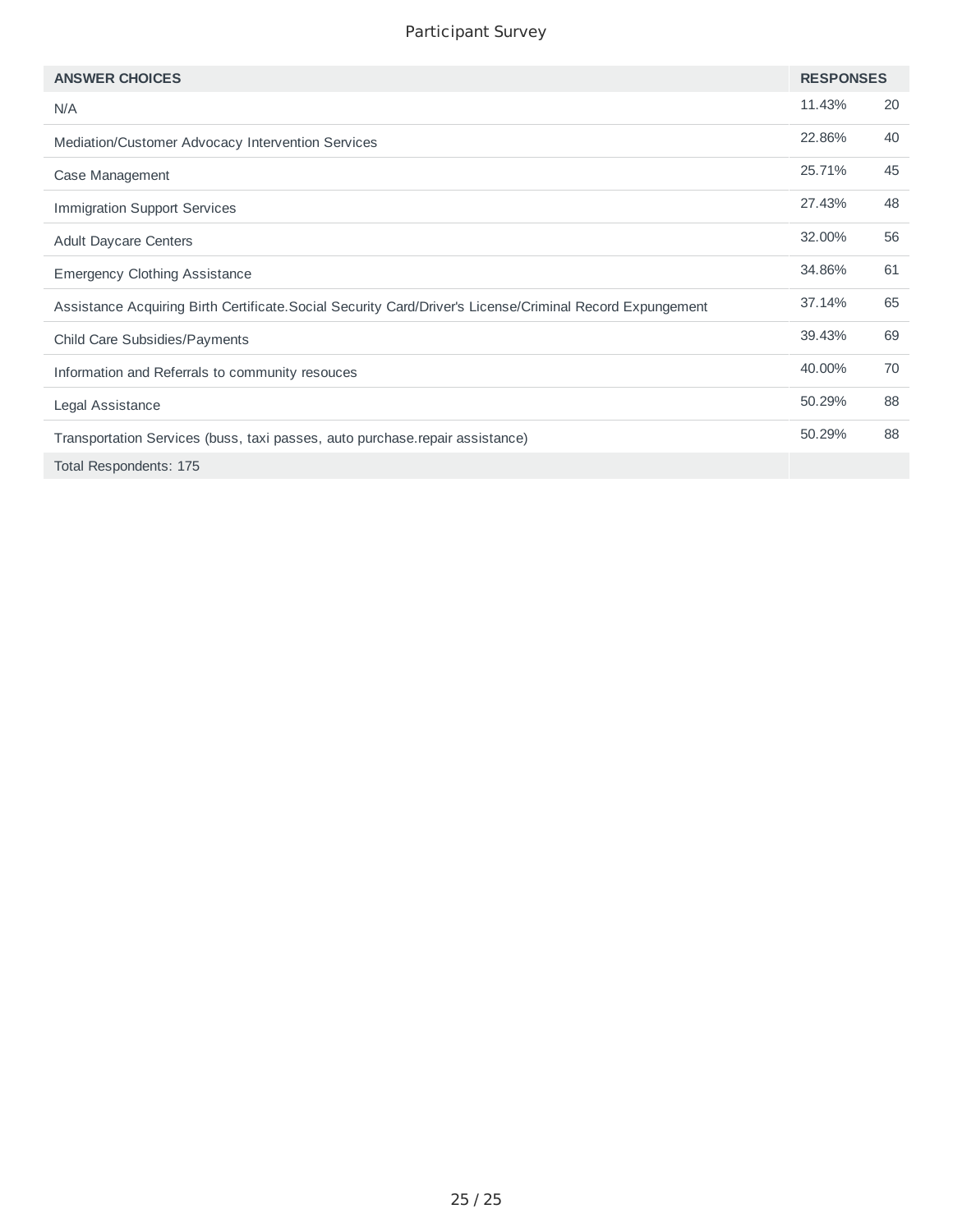| ANSWER CHOICES | RESPONSES | |
|---|---|---|
| N/A | 11.43% | 20 |
| Mediation/Customer Advocacy Intervention Services | 22.86% | 40 |
| Case Management | 25.71% | 45 |
| Immigration Support Services | 27.43% | 48 |
| Adult Daycare Centers | 32.00% | 56 |
| Emergency Clothing Assistance | 34.86% | 61 |
| Assistance Acquiring Birth Certificate.Social Security Card/Driver's License/Criminal Record Expungement | 37.14% | 65 |
| Child Care Subsidies/Payments | 39.43% | 69 |
| Information and Referrals to community resouces | 40.00% | 70 |
| Legal Assistance | 50.29% | 88 |
| Transportation Services (buss, taxi passes, auto purchase.repair assistance) | 50.29% | 88 |
| Total Respondents: 175 | | |